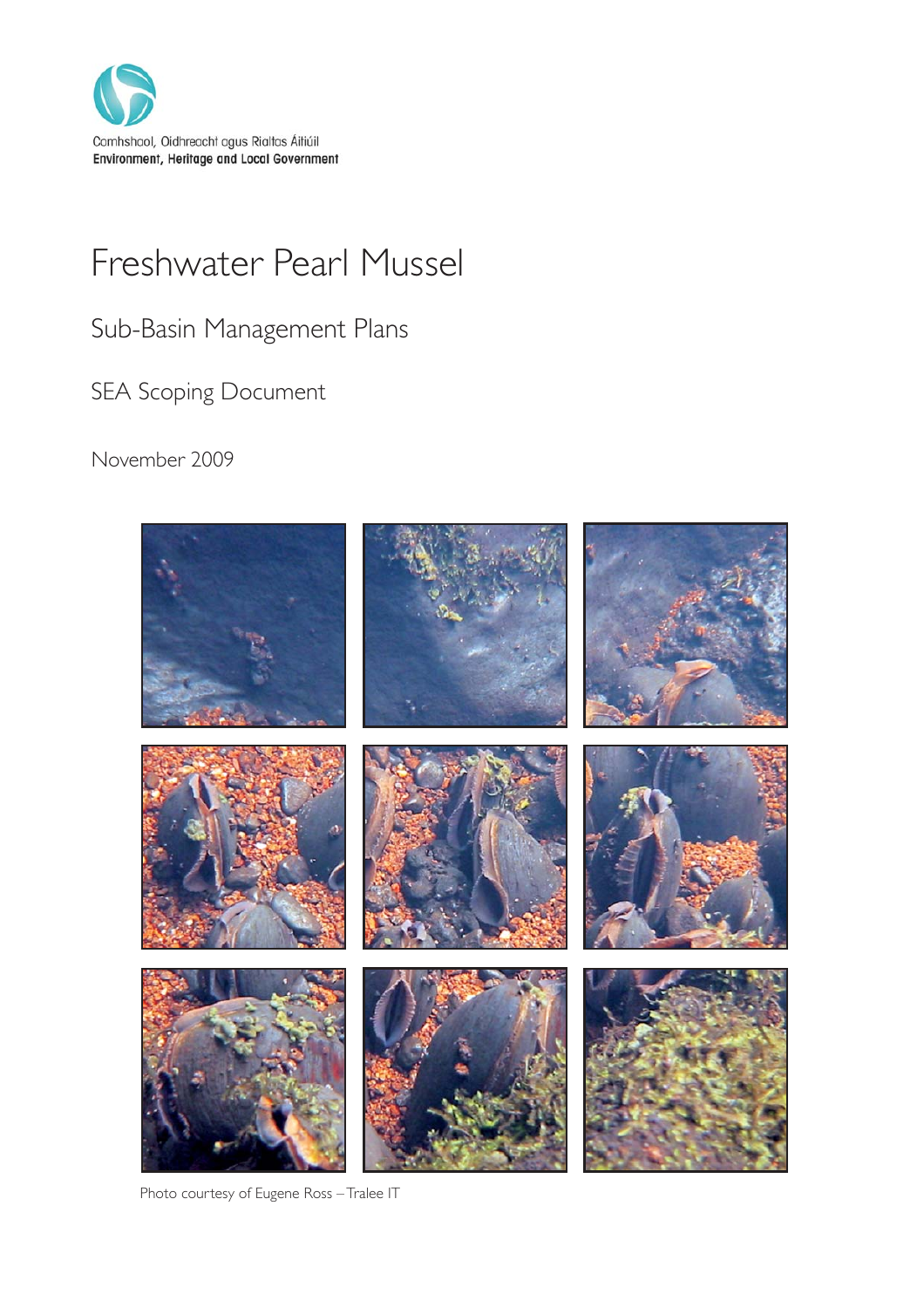Comhshaol, Oidhreacht agus Rialtas Áitiúil
**Environment, Heritage and Local Government**

# Freshwater Pearl Mussel

## Sub-Basin Management Plans

## SEA Scoping Document

November 2009

Photo courtesy of Eugene Ross – Tralee IT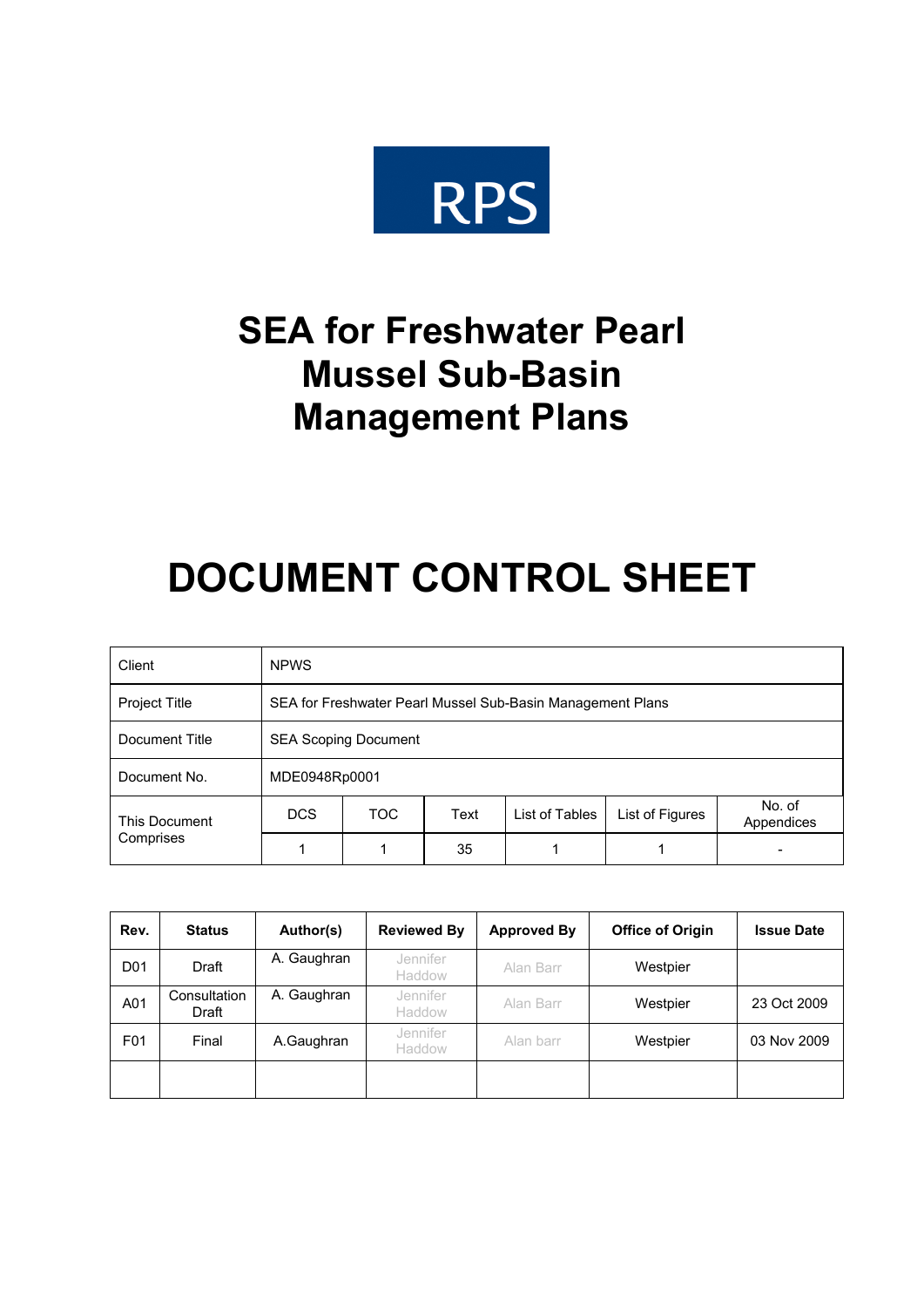RPS

# SEA for Freshwater Pearl Mussel Sub-Basin Management Plans

# DOCUMENT CONTROL SHEET

| Client | NPWS | | | | | |
|---|---|---|---|---|---|---|
| Project Title | SEA for Freshwater Pearl Mussel Sub-Basin Management Plans | | | | | |
| Document Title | SEA Scoping Document | | | | | |
| Document No. | MDE0948Rp0001 | | | | | |
| This Document Comprises | DCS | TOC | Text | List of Tables | List of Figures | No. of Appendices |
| | 1 | 1 | 35 | 1 | 1 | - |

| Rev. | Status | Author(s) | Reviewed By | Approved By | Office of Origin | Issue Date |
|---|---|---|---|---|---|---|
| D01 | Draft | A. Gaughran | Jennifer Haddow | Alan Barr | Westpier | |
| A01 | Consultation Draft | A. Gaughran | Jennifer Haddow | Alan Barr | Westpier | 23 Oct 2009 |
| F01 | Final | A.Gaughran | Jennifer Haddow | Alan barr | Westpier | 03 Nov 2009 |
| | | | | | | |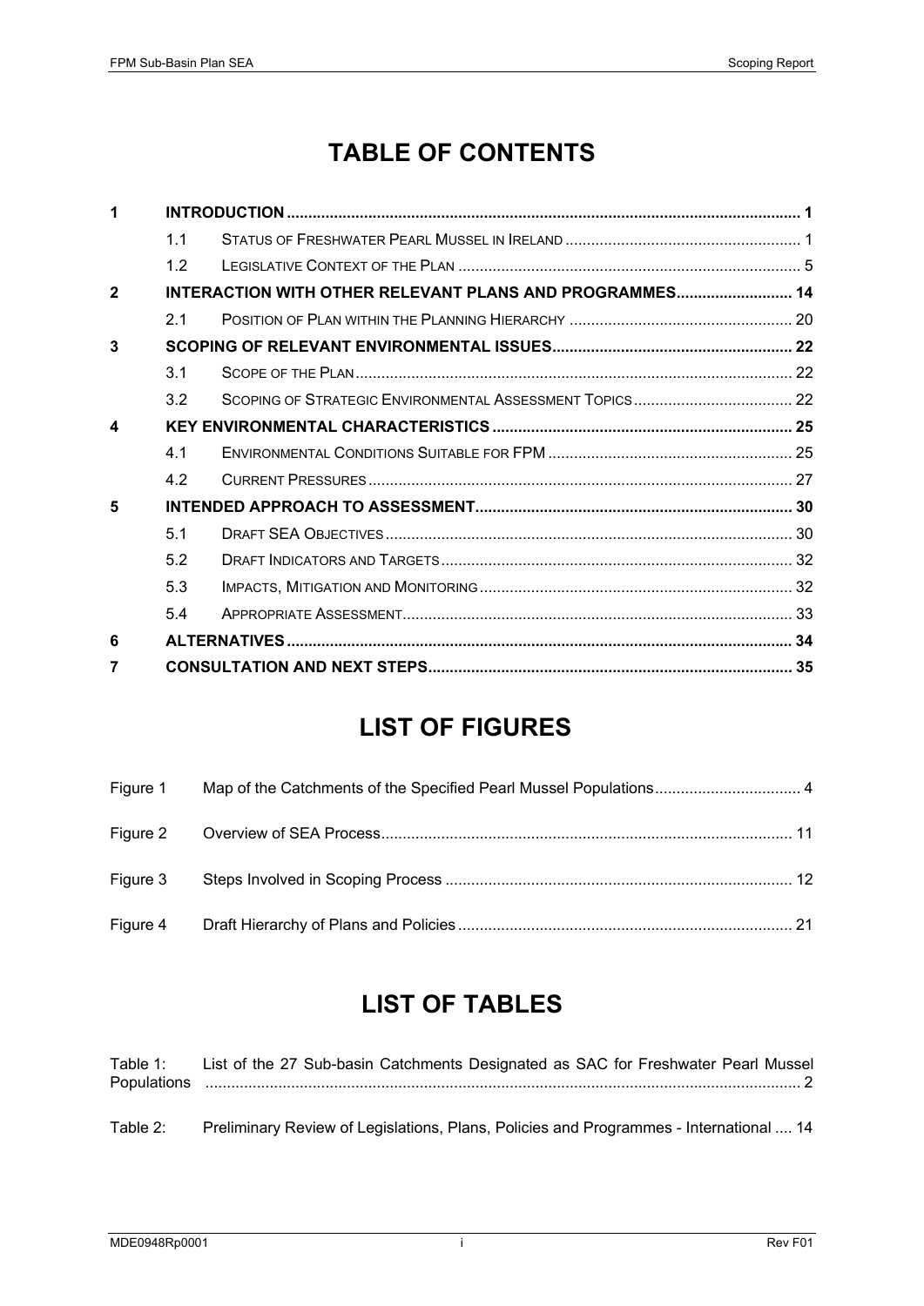# TABLE OF CONTENTS

| | | | |
|---|---|---|---|
| **1** | **INTRODUCTION** | | **1** |
| | 1.1 | STATUS OF FRESHWATER PEARL MUSSEL IN IRELAND | 1 |
| | 1.2 | LEGISLATIVE CONTEXT OF THE PLAN | 5 |
| **2** | **INTERACTION WITH OTHER RELEVANT PLANS AND PROGRAMMES** | | **14** |
| | 2.1 | POSITION OF PLAN WITHIN THE PLANNING HIERARCHY | 20 |
| **3** | **SCOPING OF RELEVANT ENVIRONMENTAL ISSUES** | | **22** |
| | 3.1 | SCOPE OF THE PLAN | 22 |
| | 3.2 | SCOPING OF STRATEGIC ENVIRONMENTAL ASSESSMENT TOPICS | 22 |
| **4** | **KEY ENVIRONMENTAL CHARACTERISTICS** | | **25** |
| | 4.1 | ENVIRONMENTAL CONDITIONS SUITABLE FOR FPM | 25 |
| | 4.2 | CURRENT PRESSURES | 27 |
| **5** | **INTENDED APPROACH TO ASSESSMENT** | | **30** |
| | 5.1 | DRAFT SEA OBJECTIVES | 30 |
| | 5.2 | DRAFT INDICATORS AND TARGETS | 32 |
| | 5.3 | IMPACTS, MITIGATION AND MONITORING | 32 |
| | 5.4 | APPROPRIATE ASSESSMENT | 33 |
| **6** | **ALTERNATIVES** | | **34** |
| **7** | **CONSULTATION AND NEXT STEPS** | | **35** |

# LIST OF FIGURES

| | | |
|---|---|---|
| Figure 1 | Map of the Catchments of the Specified Pearl Mussel Populations | 4 |
| Figure 2 | Overview of SEA Process | 11 |
| Figure 3 | Steps Involved in Scoping Process | 12 |
| Figure 4 | Draft Hierarchy of Plans and Policies | 21 |

# LIST OF TABLES

| | | |
|---|---|---|
| Table 1: | List of the 27 Sub-basin Catchments Designated as SAC for Freshwater Pearl Mussel Populations | 2 |
| Table 2: | Preliminary Review of Legislations, Plans, Policies and Programmes - International | 14 |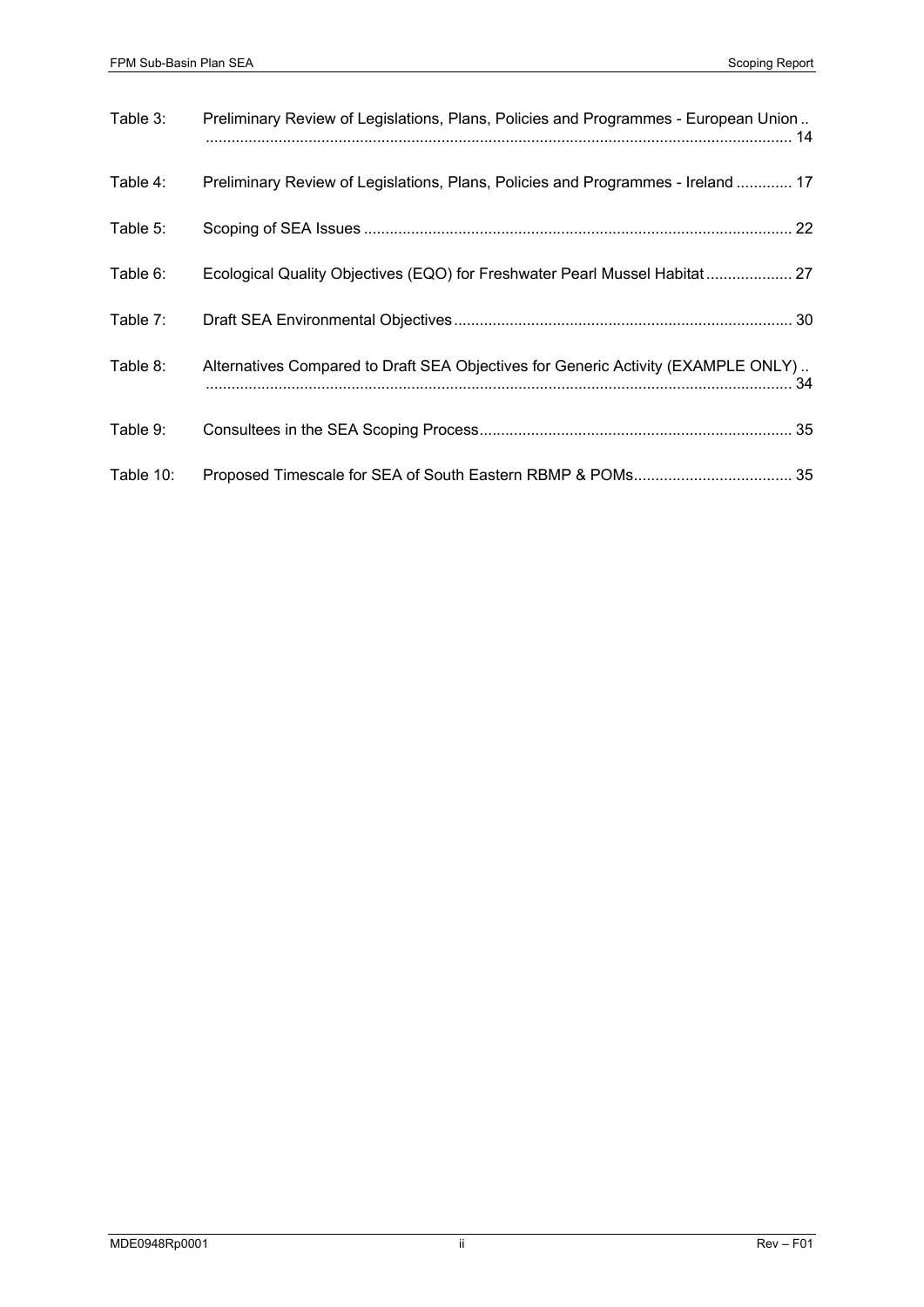Table 3: Preliminary Review of Legislations, Plans, Policies and Programmes - European Union .. 14

Table 4: Preliminary Review of Legislations, Plans, Policies and Programmes - Ireland ............. 17

Table 5: Scoping of SEA Issues ................................................................................................... 22

Table 6: Ecological Quality Objectives (EQO) for Freshwater Pearl Mussel Habitat .................... 27

Table 7: Draft SEA Environmental Objectives .............................................................................. 30

Table 8: Alternatives Compared to Draft SEA Objectives for Generic Activity (EXAMPLE ONLY) .. 34

Table 9: Consultees in the SEA Scoping Process ........................................................................ 35

Table 10: Proposed Timescale for SEA of South Eastern RBMP & POMs..................................... 35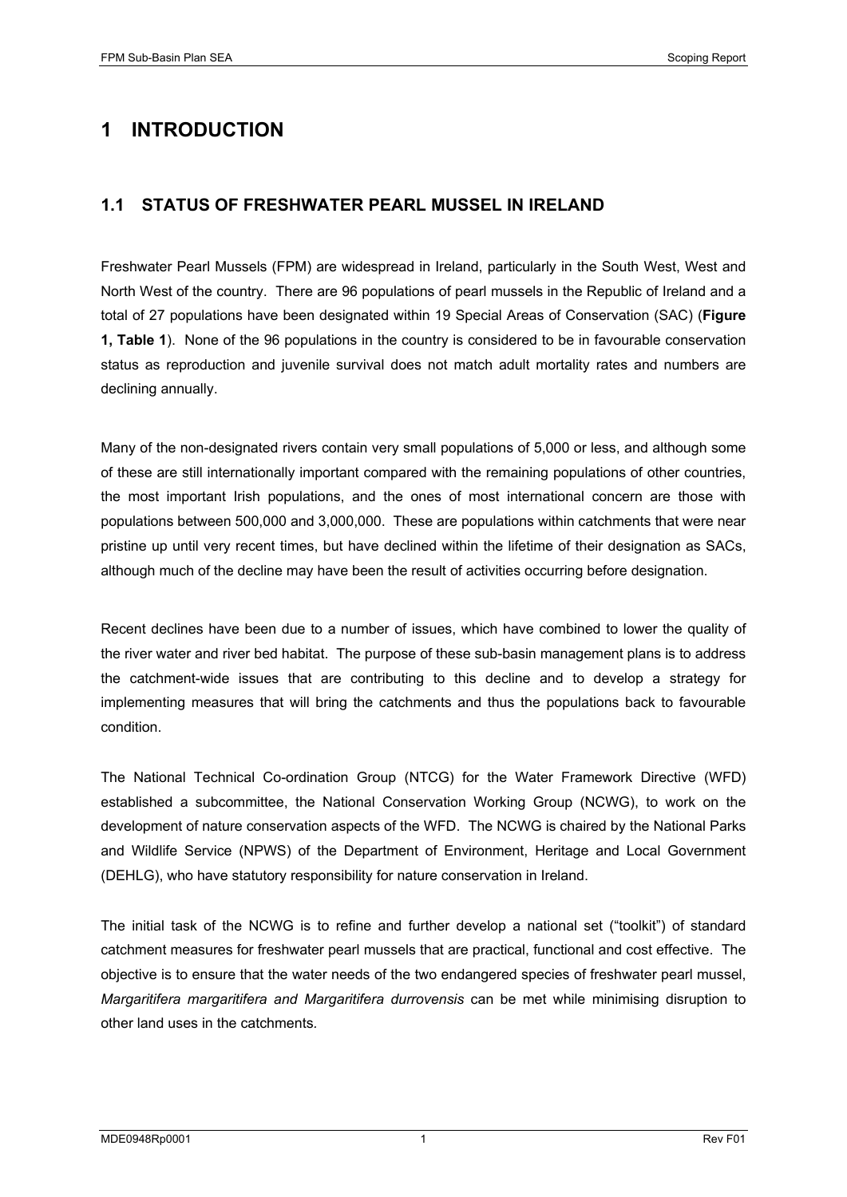# 1 INTRODUCTION

## 1.1 STATUS OF FRESHWATER PEARL MUSSEL IN IRELAND

Freshwater Pearl Mussels (FPM) are widespread in Ireland, particularly in the South West, West and North West of the country. There are 96 populations of pearl mussels in the Republic of Ireland and a total of 27 populations have been designated within 19 Special Areas of Conservation (SAC) (**Figure 1, Table 1**). None of the 96 populations in the country is considered to be in favourable conservation status as reproduction and juvenile survival does not match adult mortality rates and numbers are declining annually.

Many of the non-designated rivers contain very small populations of 5,000 or less, and although some of these are still internationally important compared with the remaining populations of other countries, the most important Irish populations, and the ones of most international concern are those with populations between 500,000 and 3,000,000. These are populations within catchments that were near pristine up until very recent times, but have declined within the lifetime of their designation as SACs, although much of the decline may have been the result of activities occurring before designation.

Recent declines have been due to a number of issues, which have combined to lower the quality of the river water and river bed habitat. The purpose of these sub-basin management plans is to address the catchment-wide issues that are contributing to this decline and to develop a strategy for implementing measures that will bring the catchments and thus the populations back to favourable condition.

The National Technical Co-ordination Group (NTCG) for the Water Framework Directive (WFD) established a subcommittee, the National Conservation Working Group (NCWG), to work on the development of nature conservation aspects of the WFD. The NCWG is chaired by the National Parks and Wildlife Service (NPWS) of the Department of Environment, Heritage and Local Government (DEHLG), who have statutory responsibility for nature conservation in Ireland.

The initial task of the NCWG is to refine and further develop a national set ("toolkit") of standard catchment measures for freshwater pearl mussels that are practical, functional and cost effective. The objective is to ensure that the water needs of the two endangered species of freshwater pearl mussel, *Margaritifera margaritifera and Margaritifera durrovensis* can be met while minimising disruption to other land uses in the catchments.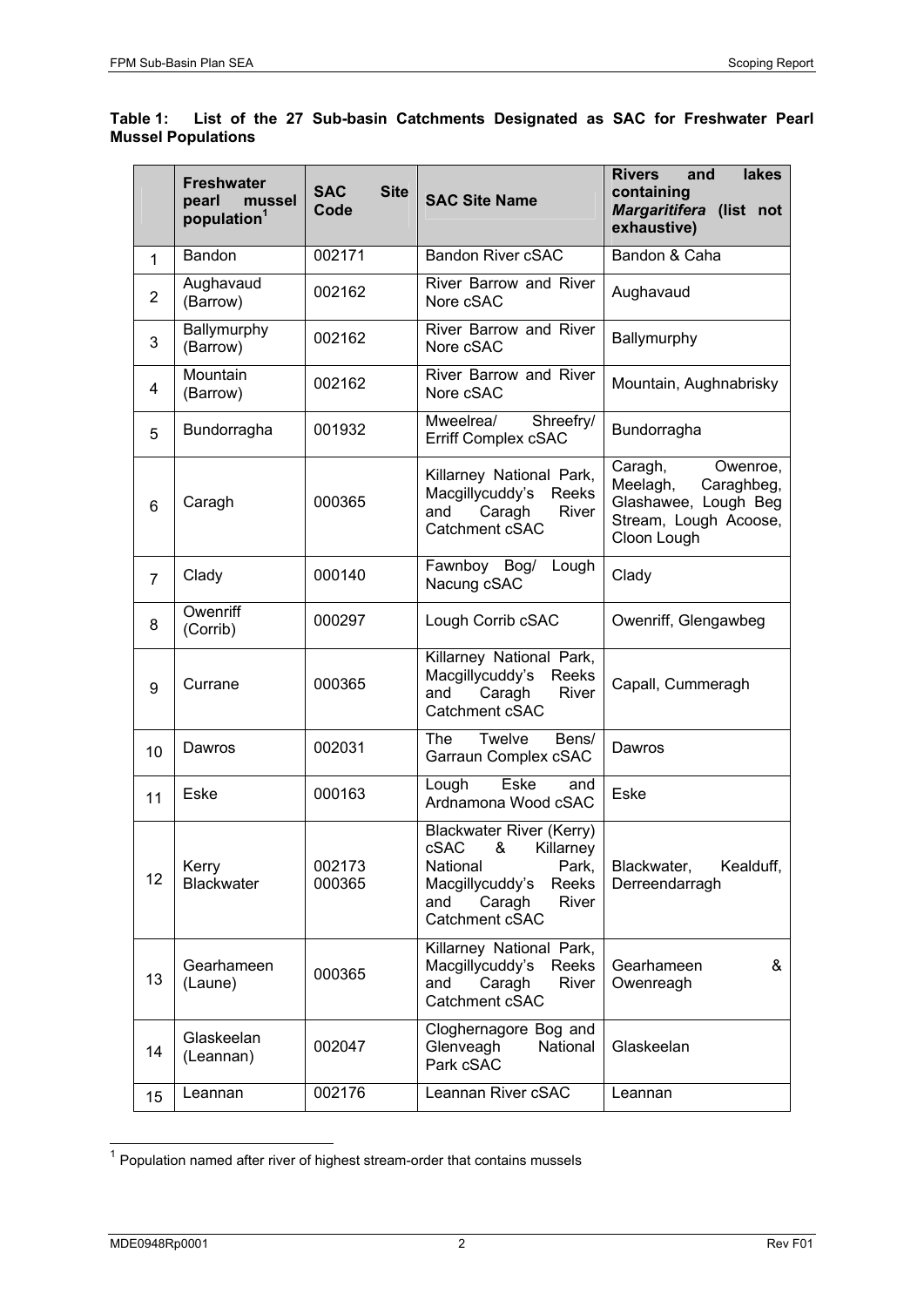**Table 1: List of the 27 Sub-basin Catchments Designated as SAC for Freshwater Pearl Mussel Populations**

| | Freshwater pearl mussel population[1] | SAC Site Code | SAC Site Name | Rivers and lakes containing *Margaritifera* (list not exhaustive) |
|---|---|---|---|---|
| 1 | Bandon | 002171 | Bandon River cSAC | Bandon & Caha |
| 2 | Aughavaud (Barrow) | 002162 | River Barrow and River Nore cSAC | Aughavaud |
| 3 | Ballymurphy (Barrow) | 002162 | River Barrow and River Nore cSAC | Ballymurphy |
| 4 | Mountain (Barrow) | 002162 | River Barrow and River Nore cSAC | Mountain, Aughnabrisky |
| 5 | Bundorragha | 001932 | Mweelrea/ Shreefry/ Erriff Complex cSAC | Bundorragha |
| 6 | Caragh | 000365 | Killarney National Park, Macgillycuddy's Reeks and Caragh River Catchment cSAC | Caragh, Owenroe, Meelagh, Caraghbeg, Glashawee, Lough Beg Stream, Lough Acoose, Cloon Lough |
| 7 | Clady | 000140 | Fawnboy Bog/ Lough Nacung cSAC | Clady |
| 8 | Owenriff (Corrib) | 000297 | Lough Corrib cSAC | Owenriff, Glengawbeg |
| 9 | Currane | 000365 | Killarney National Park, Macgillycuddy's Reeks and Caragh River Catchment cSAC | Capall, Cummeragh |
| 10 | Dawros | 002031 | The Twelve Bens/ Garraun Complex cSAC | Dawros |
| 11 | Eske | 000163 | Lough Eske and Ardnamona Wood cSAC | Eske |
| 12 | Kerry Blackwater | 002173<br>000365 | Blackwater River (Kerry) cSAC & Killarney National Park, Macgillycuddy's Reeks and Caragh River Catchment cSAC | Blackwater, Kealduff, Derreendarragh |
| 13 | Gearhameen (Laune) | 000365 | Killarney National Park, Macgillycuddy's Reeks and Caragh River Catchment cSAC | Gearhameen & Owenreagh |
| 14 | Glaskeelan (Leannan) | 002047 | Cloghernagore Bog and Glenveagh National Park cSAC | Glaskeelan |
| 15 | Leannan | 002176 | Leannan River cSAC | Leannan |

[1] Population named after river of highest stream-order that contains mussels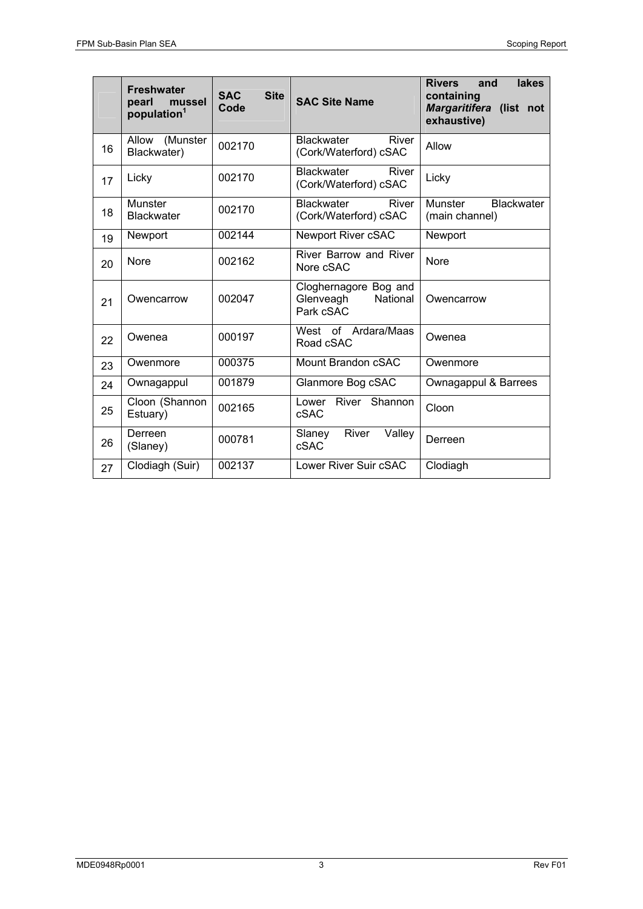| | Freshwater pearl mussel population[1] | SAC Site Code | SAC Site Name | Rivers and lakes containing *Margaritifera* (list not exhaustive) |
|---|---|---|---|---|
| 16 | Allow (Munster Blackwater) | 002170 | Blackwater River (Cork/Waterford) cSAC | Allow |
| 17 | Licky | 002170 | Blackwater River (Cork/Waterford) cSAC | Licky |
| 18 | Munster Blackwater | 002170 | Blackwater River (Cork/Waterford) cSAC | Munster Blackwater (main channel) |
| 19 | Newport | 002144 | Newport River cSAC | Newport |
| 20 | Nore | 002162 | River Barrow and River Nore cSAC | Nore |
| 21 | Owencarrow | 002047 | Cloghernagore Bog and Glenveagh National Park cSAC | Owencarrow |
| 22 | Owenea | 000197 | West of Ardara/Maas Road cSAC | Owenea |
| 23 | Owenmore | 000375 | Mount Brandon cSAC | Owenmore |
| 24 | Ownagappul | 001879 | Glanmore Bog cSAC | Ownagappul & Barrees |
| 25 | Cloon (Shannon Estuary) | 002165 | Lower River Shannon cSAC | Cloon |
| 26 | Derreen (Slaney) | 000781 | Slaney River Valley cSAC | Derreen |
| 27 | Clodiagh (Suir) | 002137 | Lower River Suir cSAC | Clodiagh |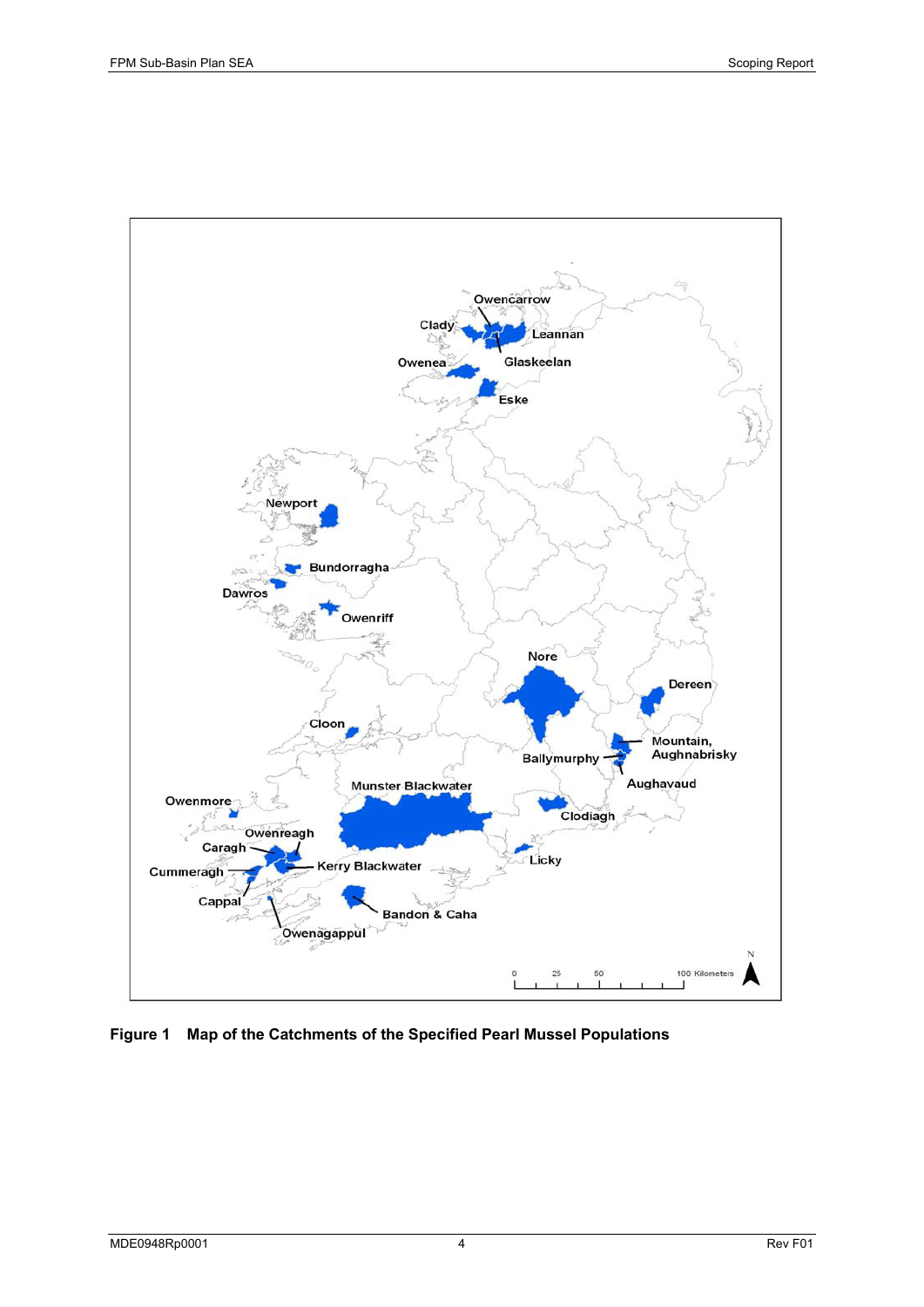**Figure 1 Map of the Catchments of the Specified Pearl Mussel Populations**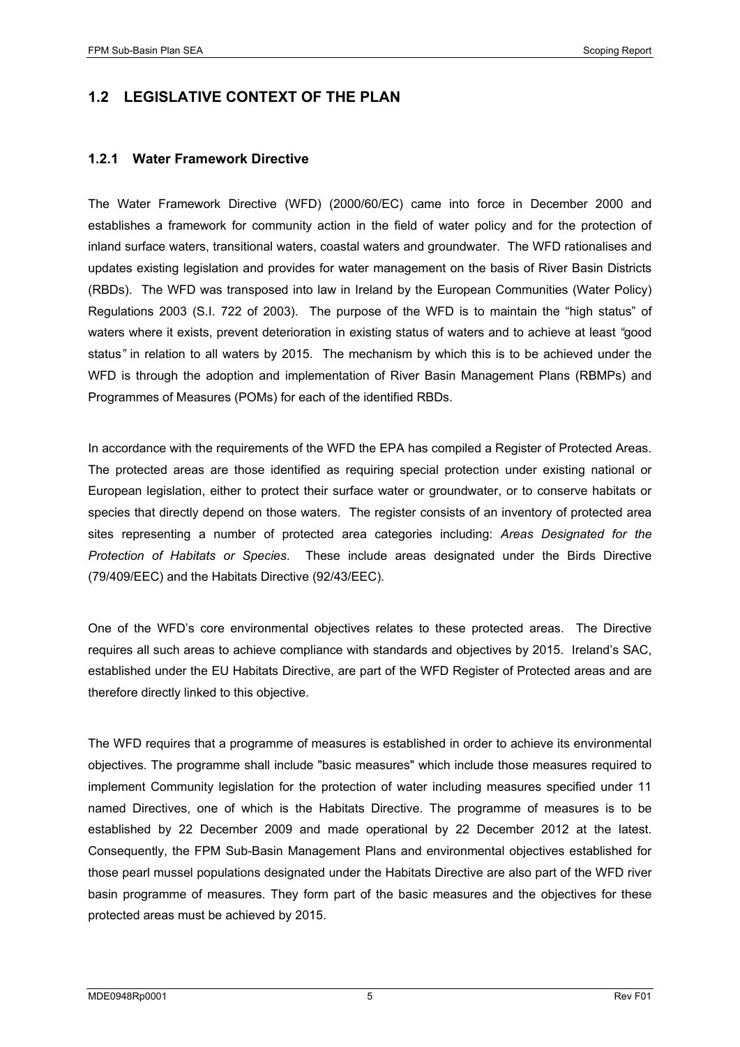## 1.2 LEGISLATIVE CONTEXT OF THE PLAN

### 1.2.1 Water Framework Directive

The Water Framework Directive (WFD) (2000/60/EC) came into force in December 2000 and establishes a framework for community action in the field of water policy and for the protection of inland surface waters, transitional waters, coastal waters and groundwater. The WFD rationalises and updates existing legislation and provides for water management on the basis of River Basin Districts (RBDs). The WFD was transposed into law in Ireland by the European Communities (Water Policy) Regulations 2003 (S.I. 722 of 2003). The purpose of the WFD is to maintain the "high status" of waters where it exists, prevent deterioration in existing status of waters and to achieve at least *"*good status*"* in relation to all waters by 2015. The mechanism by which this is to be achieved under the WFD is through the adoption and implementation of River Basin Management Plans (RBMPs) and Programmes of Measures (POMs) for each of the identified RBDs.

In accordance with the requirements of the WFD the EPA has compiled a Register of Protected Areas. The protected areas are those identified as requiring special protection under existing national or European legislation, either to protect their surface water or groundwater, or to conserve habitats or species that directly depend on those waters. The register consists of an inventory of protected area sites representing a number of protected area categories including: *Areas Designated for the Protection of Habitats or Species*. These include areas designated under the Birds Directive (79/409/EEC) and the Habitats Directive (92/43/EEC).

One of the WFD's core environmental objectives relates to these protected areas. The Directive requires all such areas to achieve compliance with standards and objectives by 2015. Ireland's SAC, established under the EU Habitats Directive, are part of the WFD Register of Protected areas and are therefore directly linked to this objective.

The WFD requires that a programme of measures is established in order to achieve its environmental objectives. The programme shall include "basic measures" which include those measures required to implement Community legislation for the protection of water including measures specified under 11 named Directives, one of which is the Habitats Directive. The programme of measures is to be established by 22 December 2009 and made operational by 22 December 2012 at the latest. Consequently, the FPM Sub-Basin Management Plans and environmental objectives established for those pearl mussel populations designated under the Habitats Directive are also part of the WFD river basin programme of measures. They form part of the basic measures and the objectives for these protected areas must be achieved by 2015.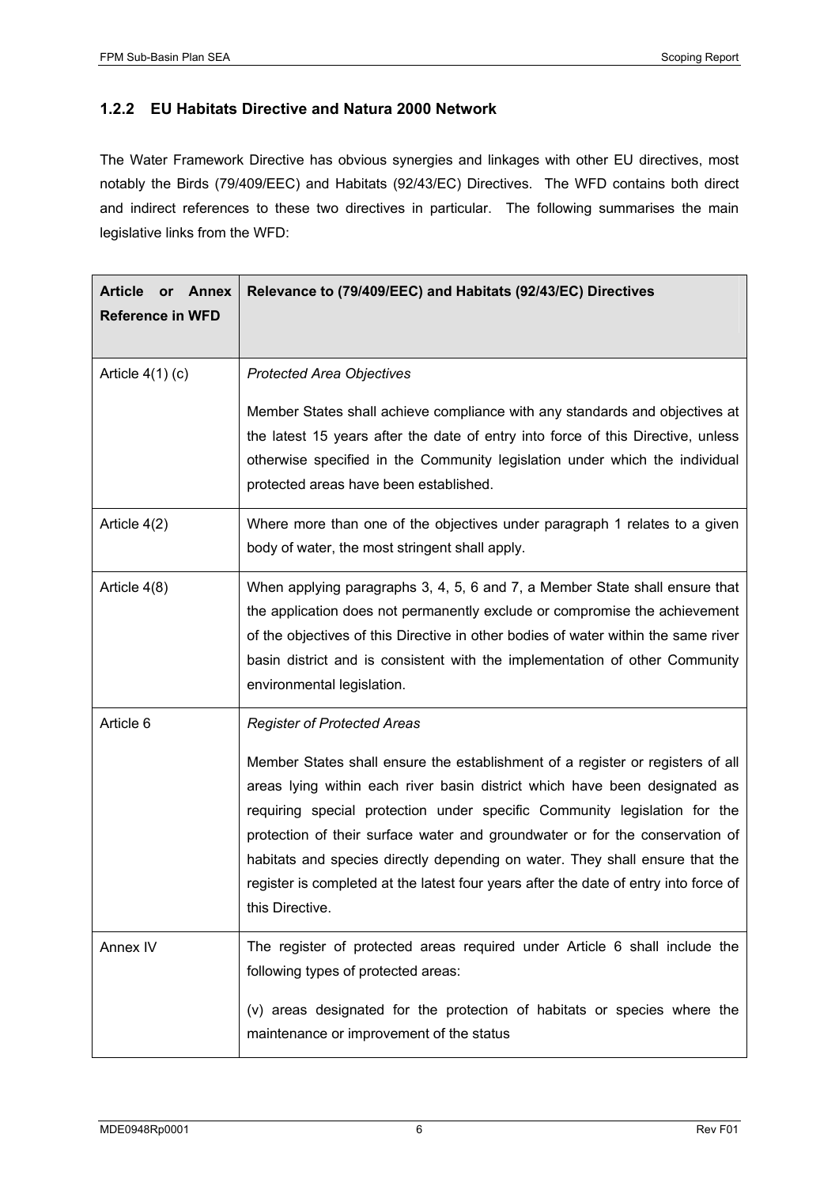### 1.2.2 EU Habitats Directive and Natura 2000 Network

The Water Framework Directive has obvious synergies and linkages with other EU directives, most notably the Birds (79/409/EEC) and Habitats (92/43/EC) Directives. The WFD contains both direct and indirect references to these two directives in particular. The following summarises the main legislative links from the WFD:

| Article or Annex Reference in WFD | Relevance to (79/409/EEC) and Habitats (92/43/EC) Directives |
| --- | --- |
| Article 4(1) (c) | *Protected Area Objectives*<br><br>Member States shall achieve compliance with any standards and objectives at the latest 15 years after the date of entry into force of this Directive, unless otherwise specified in the Community legislation under which the individual protected areas have been established. |
| Article 4(2) | Where more than one of the objectives under paragraph 1 relates to a given body of water, the most stringent shall apply. |
| Article 4(8) | When applying paragraphs 3, 4, 5, 6 and 7, a Member State shall ensure that the application does not permanently exclude or compromise the achievement of the objectives of this Directive in other bodies of water within the same river basin district and is consistent with the implementation of other Community environmental legislation. |
| Article 6 | *Register of Protected Areas*<br><br>Member States shall ensure the establishment of a register or registers of all areas lying within each river basin district which have been designated as requiring special protection under specific Community legislation for the protection of their surface water and groundwater or for the conservation of habitats and species directly depending on water. They shall ensure that the register is completed at the latest four years after the date of entry into force of this Directive. |
| Annex IV | The register of protected areas required under Article 6 shall include the following types of protected areas:<br><br>(v) areas designated for the protection of habitats or species where the maintenance or improvement of the status |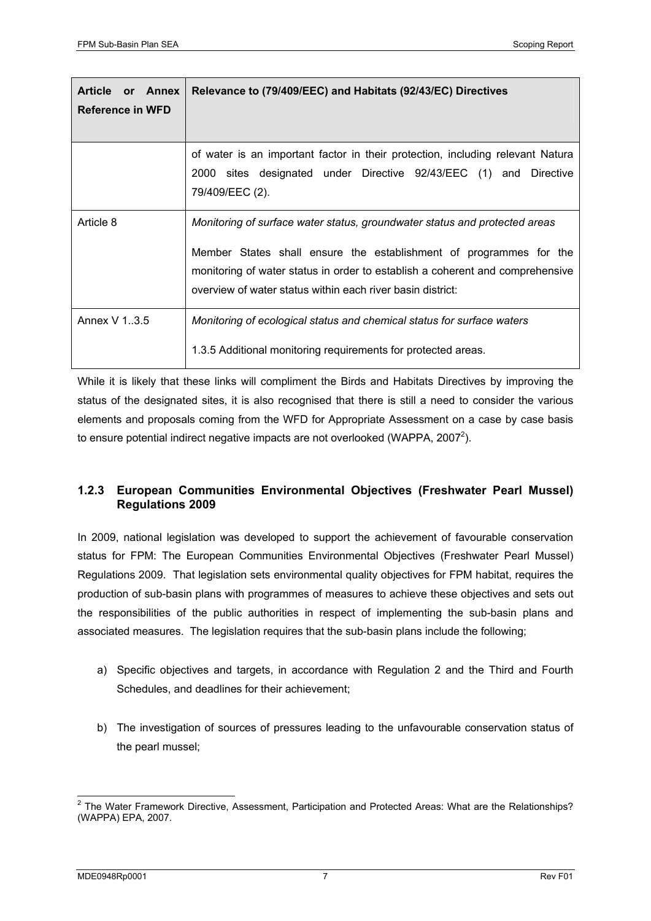| Article or Annex Reference in WFD | Relevance to (79/409/EEC) and Habitats (92/43/EC) Directives |
| --- | --- |
| | of water is an important factor in their protection, including relevant Natura 2000 sites designated under Directive 92/43/EEC (1) and Directive 79/409/EEC (2). |
| Article 8 | *Monitoring of surface water status, groundwater status and protected areas*<br><br>Member States shall ensure the establishment of programmes for the monitoring of water status in order to establish a coherent and comprehensive overview of water status within each river basin district: |
| Annex V 1..3.5 | *Monitoring of ecological status and chemical status for surface waters*<br><br>1.3.5 Additional monitoring requirements for protected areas. |

While it is likely that these links will compliment the Birds and Habitats Directives by improving the status of the designated sites, it is also recognised that there is still a need to consider the various elements and proposals coming from the WFD for Appropriate Assessment on a case by case basis to ensure potential indirect negative impacts are not overlooked (WAPPA, 2007[2]).

### 1.2.3 European Communities Environmental Objectives (Freshwater Pearl Mussel) Regulations 2009

In 2009, national legislation was developed to support the achievement of favourable conservation status for FPM: The European Communities Environmental Objectives (Freshwater Pearl Mussel) Regulations 2009. That legislation sets environmental quality objectives for FPM habitat, requires the production of sub-basin plans with programmes of measures to achieve these objectives and sets out the responsibilities of the public authorities in respect of implementing the sub-basin plans and associated measures. The legislation requires that the sub-basin plans include the following;

a) Specific objectives and targets, in accordance with Regulation 2 and the Third and Fourth Schedules, and deadlines for their achievement;

b) The investigation of sources of pressures leading to the unfavourable conservation status of the pearl mussel;

[2] The Water Framework Directive, Assessment, Participation and Protected Areas: What are the Relationships? (WAPPA) EPA, 2007.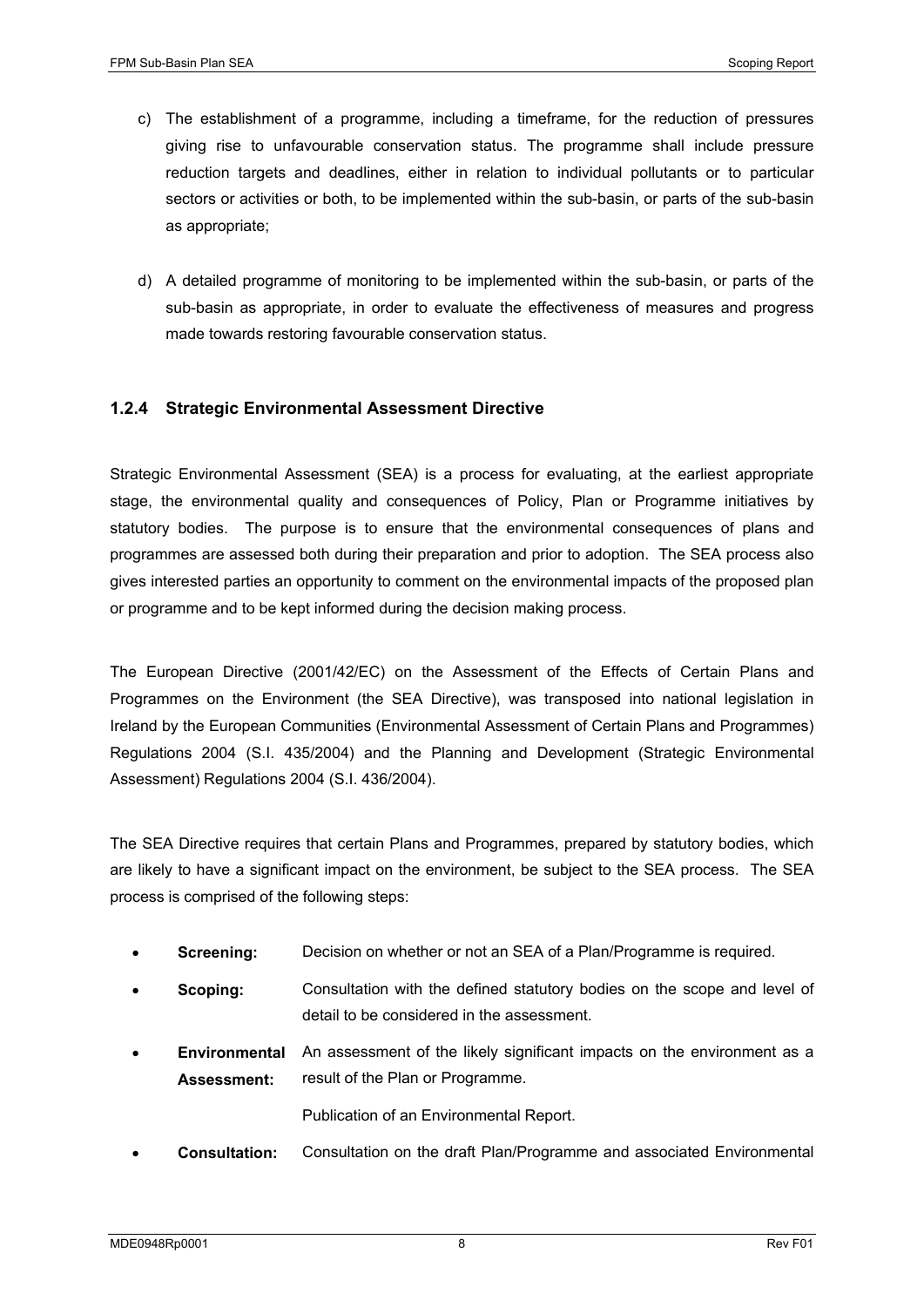c) The establishment of a programme, including a timeframe, for the reduction of pressures giving rise to unfavourable conservation status. The programme shall include pressure reduction targets and deadlines, either in relation to individual pollutants or to particular sectors or activities or both, to be implemented within the sub-basin, or parts of the sub-basin as appropriate;

d) A detailed programme of monitoring to be implemented within the sub-basin, or parts of the sub-basin as appropriate, in order to evaluate the effectiveness of measures and progress made towards restoring favourable conservation status.

### 1.2.4 Strategic Environmental Assessment Directive

Strategic Environmental Assessment (SEA) is a process for evaluating, at the earliest appropriate stage, the environmental quality and consequences of Policy, Plan or Programme initiatives by statutory bodies. The purpose is to ensure that the environmental consequences of plans and programmes are assessed both during their preparation and prior to adoption. The SEA process also gives interested parties an opportunity to comment on the environmental impacts of the proposed plan or programme and to be kept informed during the decision making process.

The European Directive (2001/42/EC) on the Assessment of the Effects of Certain Plans and Programmes on the Environment (the SEA Directive), was transposed into national legislation in Ireland by the European Communities (Environmental Assessment of Certain Plans and Programmes) Regulations 2004 (S.I. 435/2004) and the Planning and Development (Strategic Environmental Assessment) Regulations 2004 (S.I. 436/2004).

The SEA Directive requires that certain Plans and Programmes, prepared by statutory bodies, which are likely to have a significant impact on the environment, be subject to the SEA process. The SEA process is comprised of the following steps:

- **Screening:** Decision on whether or not an SEA of a Plan/Programme is required.
- **Scoping:** Consultation with the defined statutory bodies on the scope and level of detail to be considered in the assessment.
- **Environmental Assessment:** An assessment of the likely significant impacts on the environment as a result of the Plan or Programme.

  Publication of an Environmental Report.
- **Consultation:** Consultation on the draft Plan/Programme and associated Environmental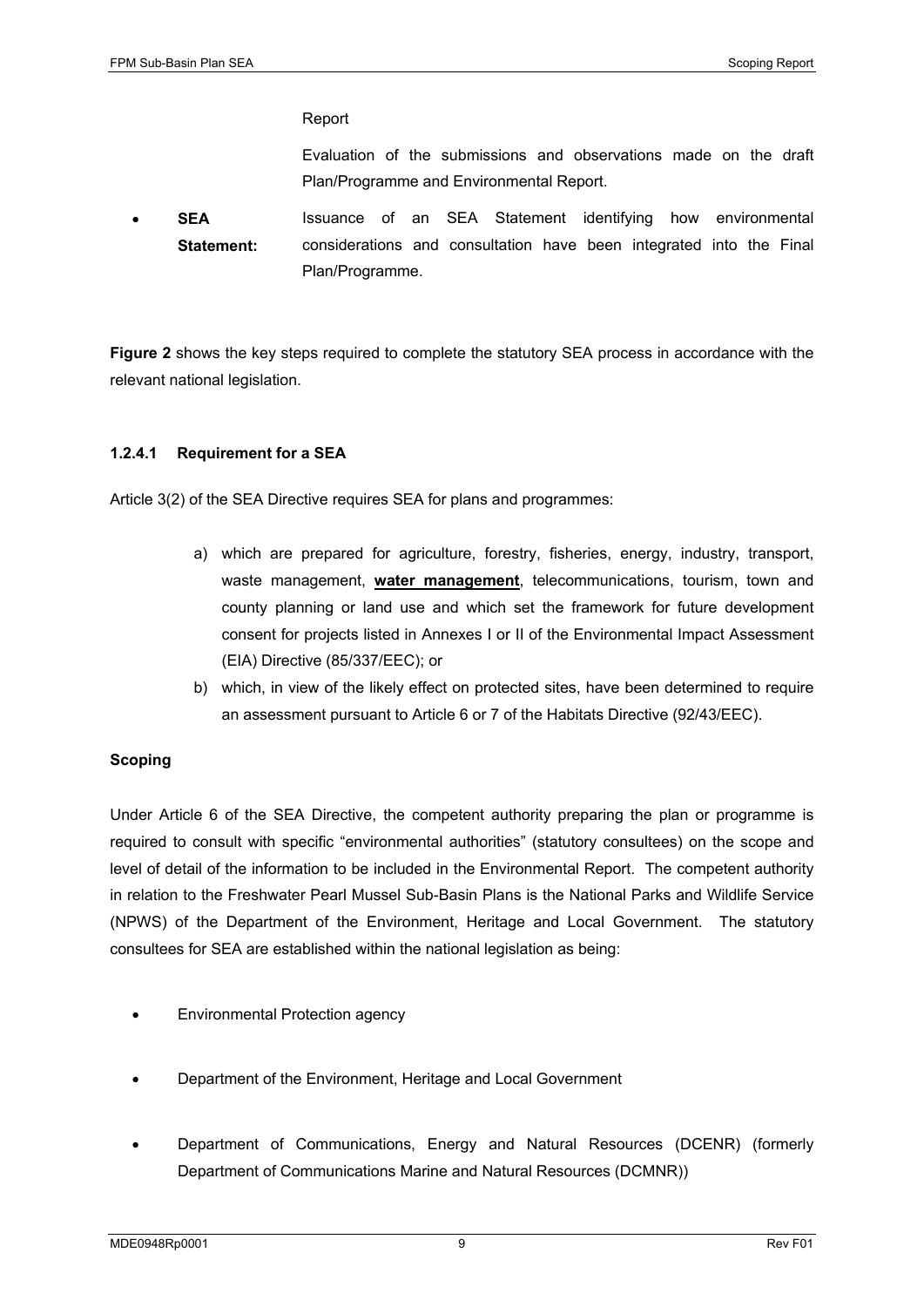Report

Evaluation of the submissions and observations made on the draft Plan/Programme and Environmental Report.

- **SEA Statement:** Issuance of an SEA Statement identifying how environmental considerations and consultation have been integrated into the Final Plan/Programme.

**Figure 2** shows the key steps required to complete the statutory SEA process in accordance with the relevant national legislation.

#### 1.2.4.1 Requirement for a SEA

Article 3(2) of the SEA Directive requires SEA for plans and programmes:

a) which are prepared for agriculture, forestry, fisheries, energy, industry, transport, waste management, <u>**water management**</u>, telecommunications, tourism, town and county planning or land use and which set the framework for future development consent for projects listed in Annexes I or II of the Environmental Impact Assessment (EIA) Directive (85/337/EEC); or
b) which, in view of the likely effect on protected sites, have been determined to require an assessment pursuant to Article 6 or 7 of the Habitats Directive (92/43/EEC).

**Scoping**

Under Article 6 of the SEA Directive, the competent authority preparing the plan or programme is required to consult with specific "environmental authorities" (statutory consultees) on the scope and level of detail of the information to be included in the Environmental Report. The competent authority in relation to the Freshwater Pearl Mussel Sub-Basin Plans is the National Parks and Wildlife Service (NPWS) of the Department of the Environment, Heritage and Local Government. The statutory consultees for SEA are established within the national legislation as being:

- Environmental Protection agency
- Department of the Environment, Heritage and Local Government
- Department of Communications, Energy and Natural Resources (DCENR) (formerly Department of Communications Marine and Natural Resources (DCMNR))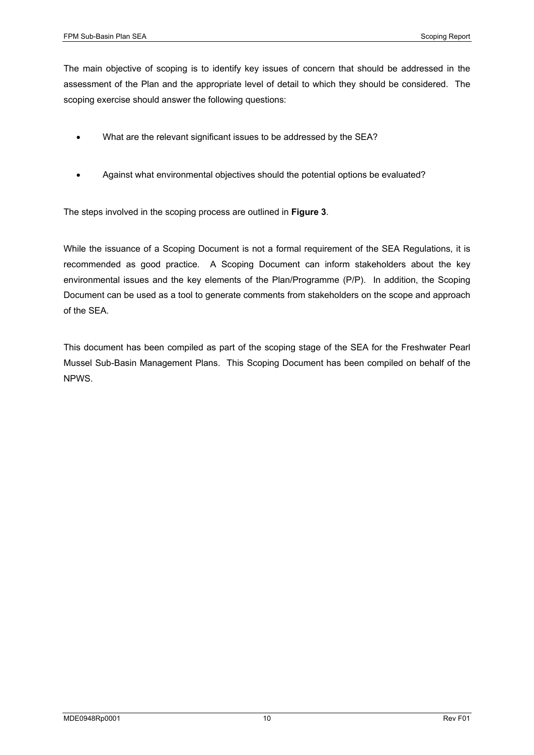The main objective of scoping is to identify key issues of concern that should be addressed in the assessment of the Plan and the appropriate level of detail to which they should be considered. The scoping exercise should answer the following questions:

- What are the relevant significant issues to be addressed by the SEA?
- Against what environmental objectives should the potential options be evaluated?

The steps involved in the scoping process are outlined in **Figure 3**.

While the issuance of a Scoping Document is not a formal requirement of the SEA Regulations, it is recommended as good practice. A Scoping Document can inform stakeholders about the key environmental issues and the key elements of the Plan/Programme (P/P). In addition, the Scoping Document can be used as a tool to generate comments from stakeholders on the scope and approach of the SEA.

This document has been compiled as part of the scoping stage of the SEA for the Freshwater Pearl Mussel Sub-Basin Management Plans. This Scoping Document has been compiled on behalf of the NPWS.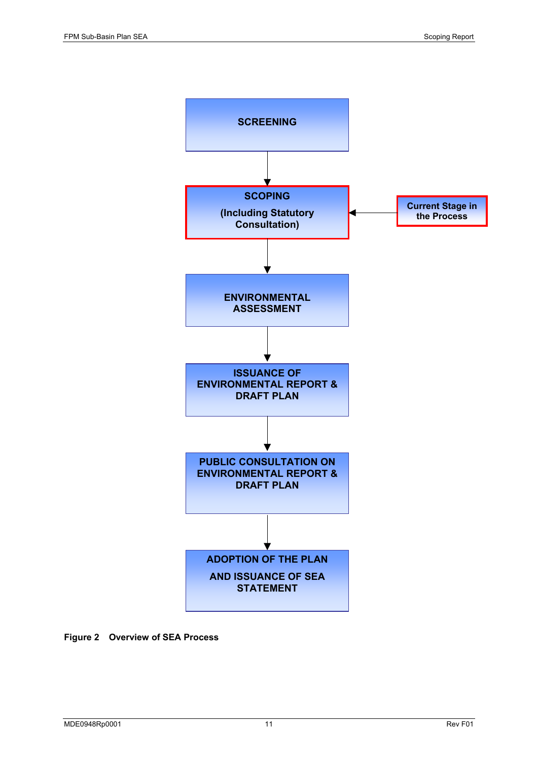SCREENING

↓

**SCOPING**

**(Including Statutory Consultation)** ← **Current Stage in the Process**

↓

ENVIRONMENTAL ASSESSMENT

↓

ISSUANCE OF ENVIRONMENTAL REPORT & DRAFT PLAN

↓

PUBLIC CONSULTATION ON ENVIRONMENTAL REPORT & DRAFT PLAN

↓

ADOPTION OF THE PLAN AND ISSUANCE OF SEA STATEMENT

**Figure 2 Overview of SEA Process**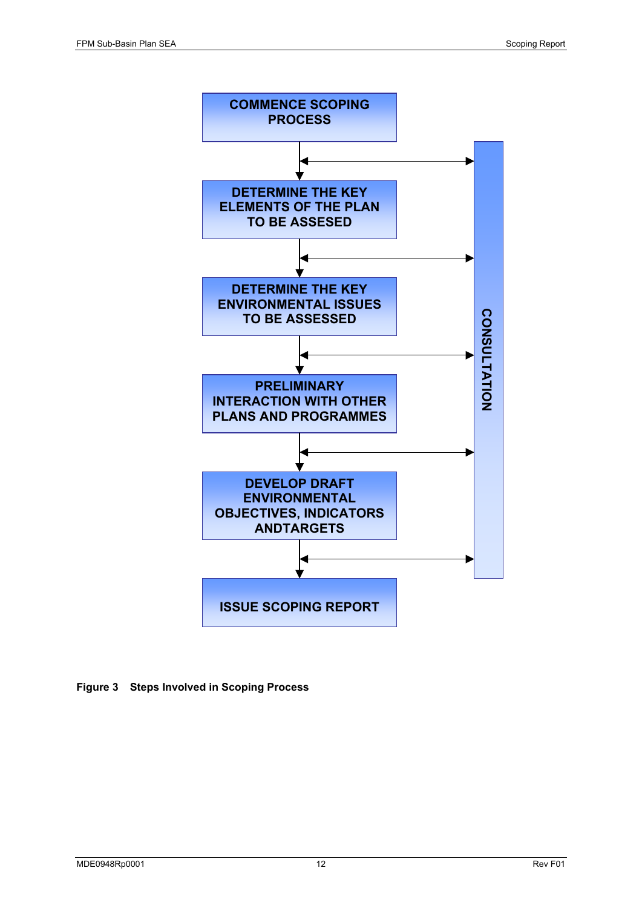COMMENCE SCOPING PROCESS

DETERMINE THE KEY ELEMENTS OF THE PLAN TO BE ASSESED

DETERMINE THE KEY ENVIRONMENTAL ISSUES TO BE ASSESSED

PRELIMINARY INTERACTION WITH OTHER PLANS AND PROGRAMMES

DEVELOP DRAFT ENVIRONMENTAL OBJECTIVES, INDICATORS ANDTARGETS

ISSUE SCOPING REPORT

CONSULTATION

**Figure 3 Steps Involved in Scoping Process**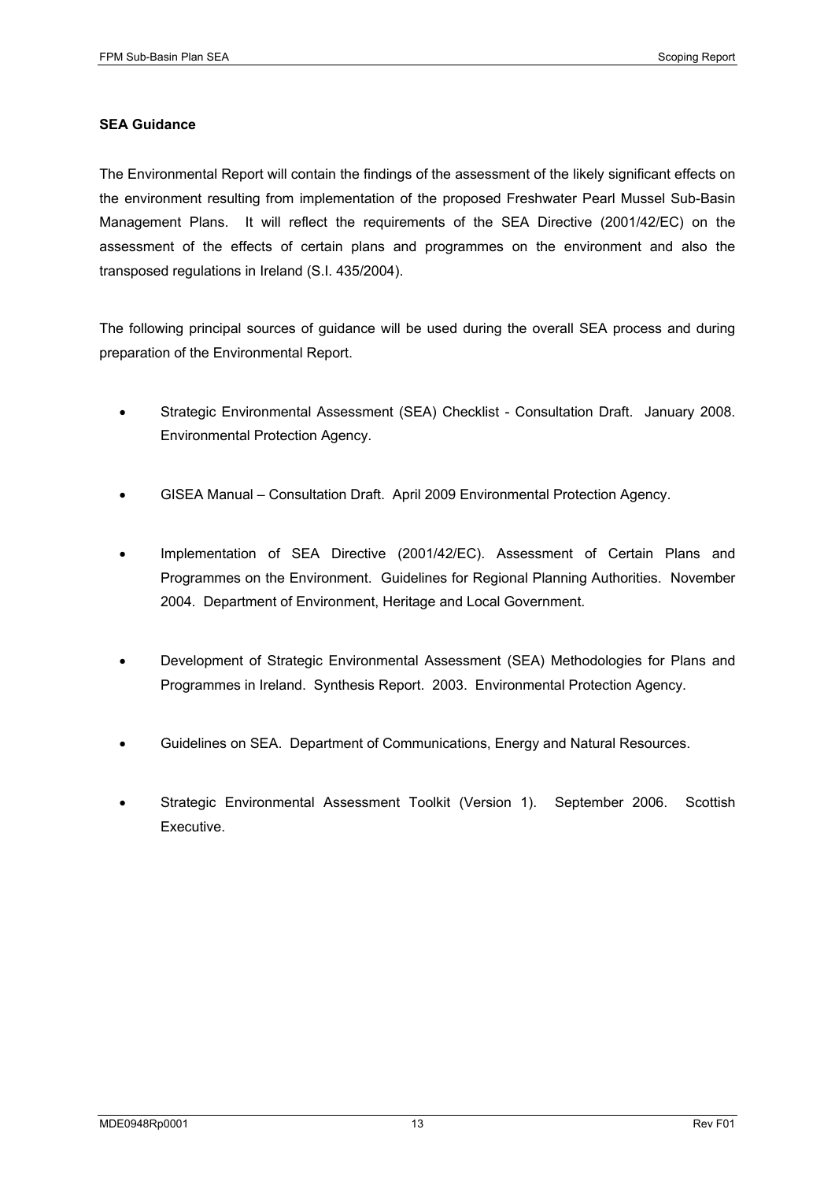**SEA Guidance**

The Environmental Report will contain the findings of the assessment of the likely significant effects on the environment resulting from implementation of the proposed Freshwater Pearl Mussel Sub-Basin Management Plans. It will reflect the requirements of the SEA Directive (2001/42/EC) on the assessment of the effects of certain plans and programmes on the environment and also the transposed regulations in Ireland (S.I. 435/2004).

The following principal sources of guidance will be used during the overall SEA process and during preparation of the Environmental Report.

- Strategic Environmental Assessment (SEA) Checklist - Consultation Draft. January 2008. Environmental Protection Agency.
- GISEA Manual – Consultation Draft. April 2009 Environmental Protection Agency.
- Implementation of SEA Directive (2001/42/EC). Assessment of Certain Plans and Programmes on the Environment. Guidelines for Regional Planning Authorities. November 2004. Department of Environment, Heritage and Local Government.
- Development of Strategic Environmental Assessment (SEA) Methodologies for Plans and Programmes in Ireland. Synthesis Report. 2003. Environmental Protection Agency.
- Guidelines on SEA. Department of Communications, Energy and Natural Resources.
- Strategic Environmental Assessment Toolkit (Version 1). September 2006. Scottish Executive.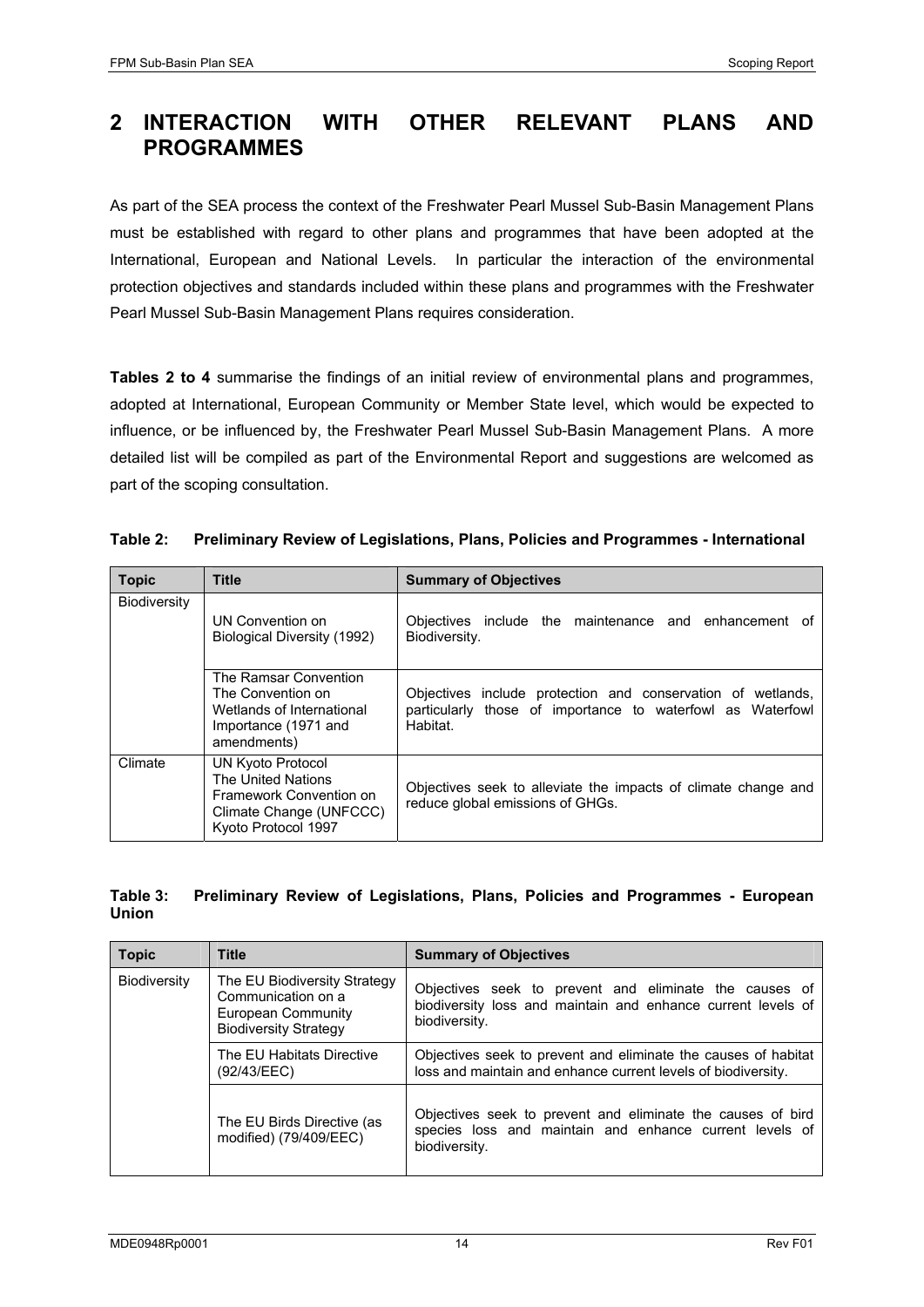## 2 INTERACTION WITH OTHER RELEVANT PLANS AND PROGRAMMES

As part of the SEA process the context of the Freshwater Pearl Mussel Sub-Basin Management Plans must be established with regard to other plans and programmes that have been adopted at the International, European and National Levels. In particular the interaction of the environmental protection objectives and standards included within these plans and programmes with the Freshwater Pearl Mussel Sub-Basin Management Plans requires consideration.

**Tables 2 to 4** summarise the findings of an initial review of environmental plans and programmes, adopted at International, European Community or Member State level, which would be expected to influence, or be influenced by, the Freshwater Pearl Mussel Sub-Basin Management Plans. A more detailed list will be compiled as part of the Environmental Report and suggestions are welcomed as part of the scoping consultation.

**Table 2: Preliminary Review of Legislations, Plans, Policies and Programmes - International**

| Topic | Title | Summary of Objectives |
|---|---|---|
| Biodiversity | UN Convention on Biological Diversity (1992) | Objectives include the maintenance and enhancement of Biodiversity. |
| | The Ramsar Convention The Convention on Wetlands of International Importance (1971 and amendments) | Objectives include protection and conservation of wetlands, particularly those of importance to waterfowl as Waterfowl Habitat. |
| Climate | UN Kyoto Protocol The United Nations Framework Convention on Climate Change (UNFCCC) Kyoto Protocol 1997 | Objectives seek to alleviate the impacts of climate change and reduce global emissions of GHGs. |

**Table 3: Preliminary Review of Legislations, Plans, Policies and Programmes - European Union**

| Topic | Title | Summary of Objectives |
|---|---|---|
| Biodiversity | The EU Biodiversity Strategy Communication on a European Community Biodiversity Strategy | Objectives seek to prevent and eliminate the causes of biodiversity loss and maintain and enhance current levels of biodiversity. |
| | The EU Habitats Directive (92/43/EEC) | Objectives seek to prevent and eliminate the causes of habitat loss and maintain and enhance current levels of biodiversity. |
| | The EU Birds Directive (as modified) (79/409/EEC) | Objectives seek to prevent and eliminate the causes of bird species loss and maintain and enhance current levels of biodiversity. |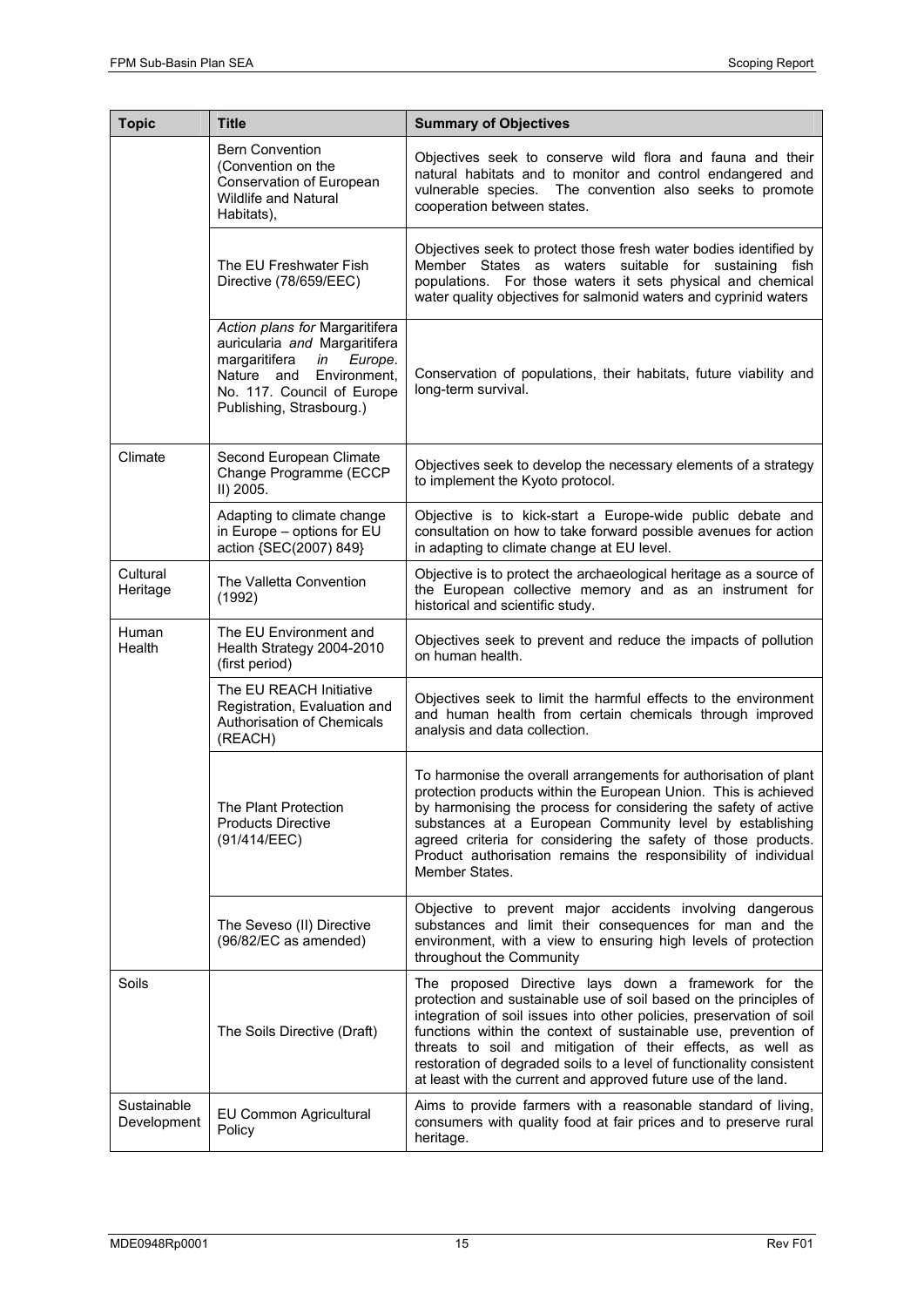| Topic | Title | Summary of Objectives |
|---|---|---|
| | Bern Convention (Convention on the Conservation of European Wildlife and Natural Habitats), | Objectives seek to conserve wild flora and fauna and their natural habitats and to monitor and control endangered and vulnerable species. The convention also seeks to promote cooperation between states. |
| | The EU Freshwater Fish Directive (78/659/EEC) | Objectives seek to protect those fresh water bodies identified by Member States as waters suitable for sustaining fish populations. For those waters it sets physical and chemical water quality objectives for salmonid waters and cyprinid waters |
| | *Action plans for* Margaritifera auricularia *and* Margaritifera margaritifera *in Europe*. Nature and Environment, No. 117. Council of Europe Publishing, Strasbourg.) | Conservation of populations, their habitats, future viability and long-term survival. |
| Climate | Second European Climate Change Programme (ECCP II) 2005. | Objectives seek to develop the necessary elements of a strategy to implement the Kyoto protocol. |
| | Adapting to climate change in Europe – options for EU action {SEC(2007) 849} | Objective is to kick-start a Europe-wide public debate and consultation on how to take forward possible avenues for action in adapting to climate change at EU level. |
| Cultural Heritage | The Valletta Convention (1992) | Objective is to protect the archaeological heritage as a source of the European collective memory and as an instrument for historical and scientific study. |
| Human Health | The EU Environment and Health Strategy 2004-2010 (first period) | Objectives seek to prevent and reduce the impacts of pollution on human health. |
| | The EU REACH Initiative Registration, Evaluation and Authorisation of Chemicals (REACH) | Objectives seek to limit the harmful effects to the environment and human health from certain chemicals through improved analysis and data collection. |
| | The Plant Protection Products Directive (91/414/EEC) | To harmonise the overall arrangements for authorisation of plant protection products within the European Union. This is achieved by harmonising the process for considering the safety of active substances at a European Community level by establishing agreed criteria for considering the safety of those products. Product authorisation remains the responsibility of individual Member States. |
| | The Seveso (II) Directive (96/82/EC as amended) | Objective to prevent major accidents involving dangerous substances and limit their consequences for man and the environment, with a view to ensuring high levels of protection throughout the Community |
| Soils | The Soils Directive (Draft) | The proposed Directive lays down a framework for the protection and sustainable use of soil based on the principles of integration of soil issues into other policies, preservation of soil functions within the context of sustainable use, prevention of threats to soil and mitigation of their effects, as well as restoration of degraded soils to a level of functionality consistent at least with the current and approved future use of the land. |
| Sustainable Development | EU Common Agricultural Policy | Aims to provide farmers with a reasonable standard of living, consumers with quality food at fair prices and to preserve rural heritage. |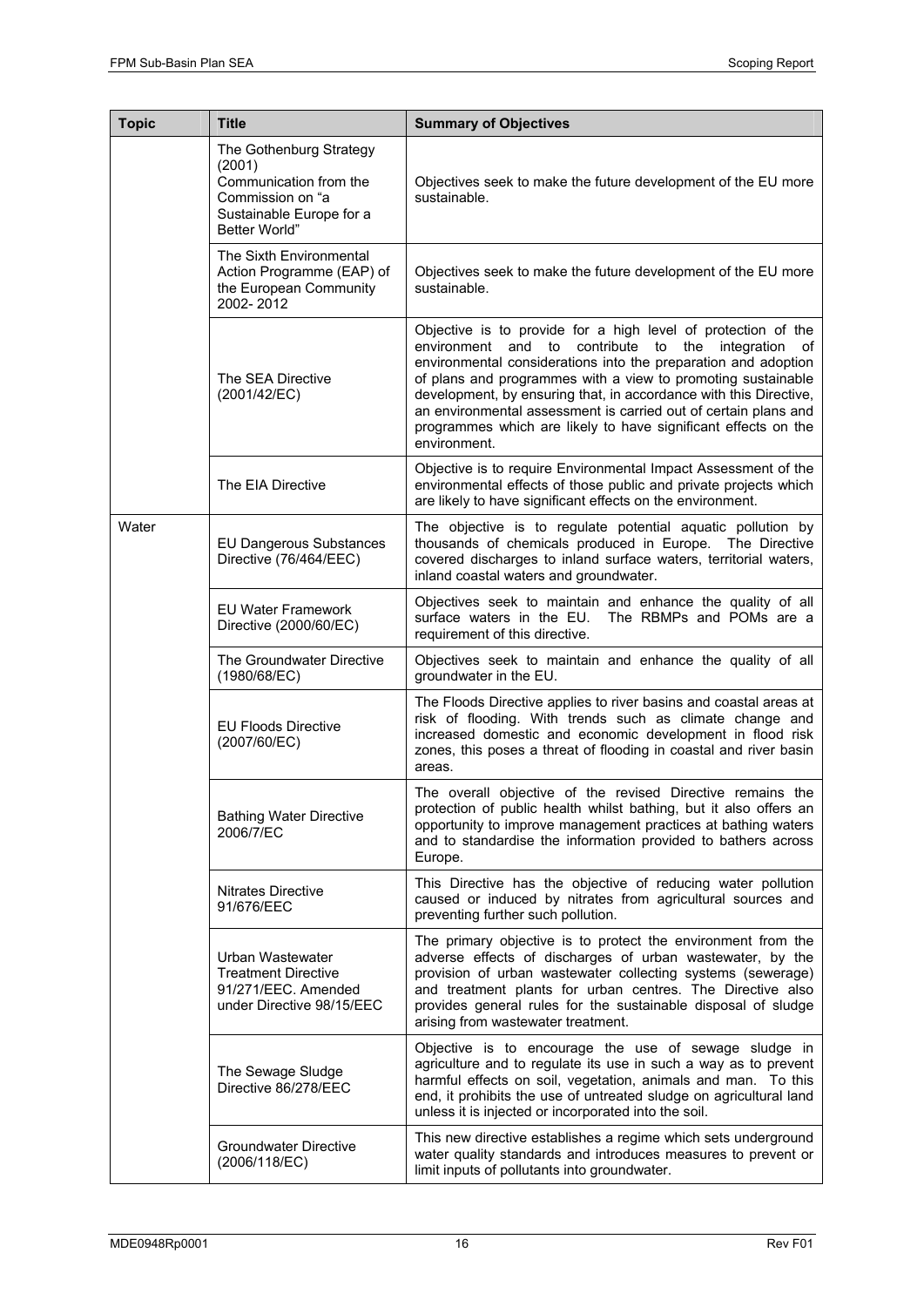| Topic | Title | Summary of Objectives |
| --- | --- | --- |
| | The Gothenburg Strategy (2001) Communication from the Commission on "a Sustainable Europe for a Better World" | Objectives seek to make the future development of the EU more sustainable. |
| | The Sixth Environmental Action Programme (EAP) of the European Community 2002- 2012 | Objectives seek to make the future development of the EU more sustainable. |
| | The SEA Directive (2001/42/EC) | Objective is to provide for a high level of protection of the environment and to contribute to the integration of environmental considerations into the preparation and adoption of plans and programmes with a view to promoting sustainable development, by ensuring that, in accordance with this Directive, an environmental assessment is carried out of certain plans and programmes which are likely to have significant effects on the environment. |
| | The EIA Directive | Objective is to require Environmental Impact Assessment of the environmental effects of those public and private projects which are likely to have significant effects on the environment. |
| Water | EU Dangerous Substances Directive (76/464/EEC) | The objective is to regulate potential aquatic pollution by thousands of chemicals produced in Europe. The Directive covered discharges to inland surface waters, territorial waters, inland coastal waters and groundwater. |
| | EU Water Framework Directive (2000/60/EC) | Objectives seek to maintain and enhance the quality of all surface waters in the EU. The RBMPs and POMs are a requirement of this directive. |
| | The Groundwater Directive (1980/68/EC) | Objectives seek to maintain and enhance the quality of all groundwater in the EU. |
| | EU Floods Directive (2007/60/EC) | The Floods Directive applies to river basins and coastal areas at risk of flooding. With trends such as climate change and increased domestic and economic development in flood risk zones, this poses a threat of flooding in coastal and river basin areas. |
| | Bathing Water Directive 2006/7/EC | The overall objective of the revised Directive remains the protection of public health whilst bathing, but it also offers an opportunity to improve management practices at bathing waters and to standardise the information provided to bathers across Europe. |
| | Nitrates Directive 91/676/EEC | This Directive has the objective of reducing water pollution caused or induced by nitrates from agricultural sources and preventing further such pollution. |
| | Urban Wastewater Treatment Directive 91/271/EEC. Amended under Directive 98/15/EEC | The primary objective is to protect the environment from the adverse effects of discharges of urban wastewater, by the provision of urban wastewater collecting systems (sewerage) and treatment plants for urban centres. The Directive also provides general rules for the sustainable disposal of sludge arising from wastewater treatment. |
| | The Sewage Sludge Directive 86/278/EEC | Objective is to encourage the use of sewage sludge in agriculture and to regulate its use in such a way as to prevent harmful effects on soil, vegetation, animals and man. To this end, it prohibits the use of untreated sludge on agricultural land unless it is injected or incorporated into the soil. |
| | Groundwater Directive (2006/118/EC) | This new directive establishes a regime which sets underground water quality standards and introduces measures to prevent or limit inputs of pollutants into groundwater. |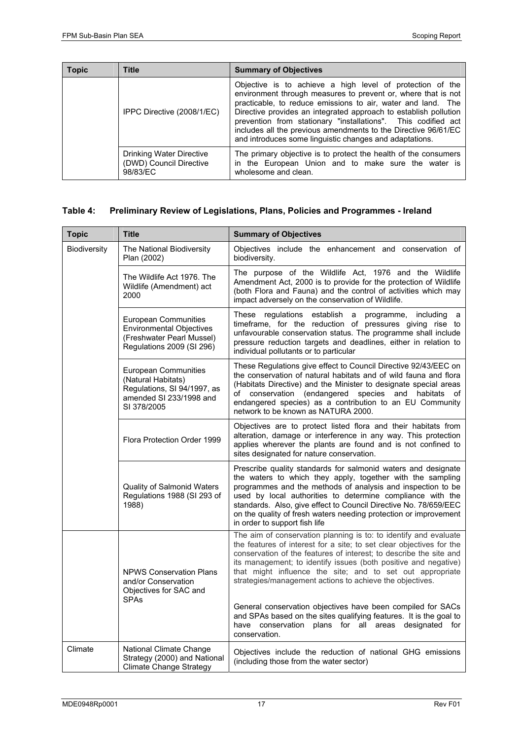| Topic | Title | Summary of Objectives |
|---|---|---|
| | IPPC Directive (2008/1/EC) | Objective is to achieve a high level of protection of the environment through measures to prevent or, where that is not practicable, to reduce emissions to air, water and land. The Directive provides an integrated approach to establish pollution prevention from stationary "installations". This codified act includes all the previous amendments to the Directive 96/61/EC and introduces some linguistic changes and adaptations. |
| | Drinking Water Directive (DWD) Council Directive 98/83/EC | The primary objective is to protect the health of the consumers in the European Union and to make sure the water is wholesome and clean. |

### Table 4: Preliminary Review of Legislations, Plans, Policies and Programmes - Ireland

| Topic | Title | Summary of Objectives |
|---|---|---|
| Biodiversity | The National Biodiversity Plan (2002) | Objectives include the enhancement and conservation of biodiversity. |
| | The Wildlife Act 1976. The Wildlife (Amendment) act 2000 | The purpose of the Wildlife Act, 1976 and the Wildlife Amendment Act, 2000 is to provide for the protection of Wildlife (both Flora and Fauna) and the control of activities which may impact adversely on the conservation of Wildlife. |
| | European Communities Environmental Objectives (Freshwater Pearl Mussel) Regulations 2009 (SI 296) | These regulations establish a programme, including a timeframe, for the reduction of pressures giving rise to unfavourable conservation status. The programme shall include pressure reduction targets and deadlines, either in relation to individual pollutants or to particular |
| | European Communities (Natural Habitats) Regulations, SI 94/1997, as amended SI 233/1998 and SI 378/2005 | These Regulations give effect to Council Directive 92/43/EEC on the conservation of natural habitats and of wild fauna and flora (Habitats Directive) and the Minister to designate special areas of conservation (endangered species and habitats of endangered species) as a contribution to an EU Community network to be known as NATURA 2000. |
| | Flora Protection Order 1999 | Objectives are to protect listed flora and their habitats from alteration, damage or interference in any way. This protection applies wherever the plants are found and is not confined to sites designated for nature conservation. |
| | Quality of Salmonid Waters Regulations 1988 (SI 293 of 1988) | Prescribe quality standards for salmonid waters and designate the waters to which they apply, together with the sampling programmes and the methods of analysis and inspection to be used by local authorities to determine compliance with the standards. Also, give effect to Council Directive No. 78/659/EEC on the quality of fresh waters needing protection or improvement in order to support fish life |
| | NPWS Conservation Plans and/or Conservation Objectives for SAC and SPAs | The aim of conservation planning is to: to identify and evaluate the features of interest for a site; to set clear objectives for the conservation of the features of interest; to describe the site and its management; to identify issues (both positive and negative) that might influence the site; and to set out appropriate strategies/management actions to achieve the objectives.<br><br>General conservation objectives have been compiled for SACs and SPAs based on the sites qualifying features. It is the goal to have conservation plans for all areas designated for conservation. |
| Climate | National Climate Change Strategy (2000) and National Climate Change Strategy | Objectives include the reduction of national GHG emissions (including those from the water sector) |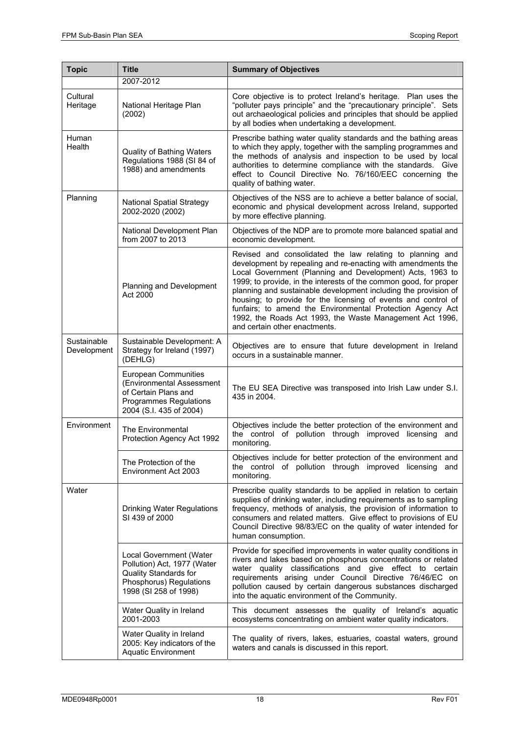| Topic | Title | Summary of Objectives |
|---|---|---|
| | 2007-2012 | |
| Cultural Heritage | National Heritage Plan (2002) | Core objective is to protect Ireland's heritage. Plan uses the "polluter pays principle" and the "precautionary principle". Sets out archaeological policies and principles that should be applied by all bodies when undertaking a development. |
| Human Health | Quality of Bathing Waters Regulations 1988 (SI 84 of 1988) and amendments | Prescribe bathing water quality standards and the bathing areas to which they apply, together with the sampling programmes and the methods of analysis and inspection to be used by local authorities to determine compliance with the standards. Give effect to Council Directive No. 76/160/EEC concerning the quality of bathing water. |
| Planning | National Spatial Strategy 2002-2020 (2002) | Objectives of the NSS are to achieve a better balance of social, economic and physical development across Ireland, supported by more effective planning. |
| | National Development Plan from 2007 to 2013 | Objectives of the NDP are to promote more balanced spatial and economic development. |
| | Planning and Development Act 2000 | Revised and consolidated the law relating to planning and development by repealing and re-enacting with amendments the Local Government (Planning and Development) Acts, 1963 to 1999; to provide, in the interests of the common good, for proper planning and sustainable development including the provision of housing; to provide for the licensing of events and control of funfairs; to amend the Environmental Protection Agency Act 1992, the Roads Act 1993, the Waste Management Act 1996, and certain other enactments. |
| Sustainable Development | Sustainable Development: A Strategy for Ireland (1997) (DEHLG) | Objectives are to ensure that future development in Ireland occurs in a sustainable manner. |
| | European Communities (Environmental Assessment of Certain Plans and Programmes Regulations 2004 (S.I. 435 of 2004) | The EU SEA Directive was transposed into Irish Law under S.I. 435 in 2004. |
| Environment | The Environmental Protection Agency Act 1992 | Objectives include the better protection of the environment and the control of pollution through improved licensing and monitoring. |
| | The Protection of the Environment Act 2003 | Objectives include for better protection of the environment and the control of pollution through improved licensing and monitoring. |
| Water | Drinking Water Regulations SI 439 of 2000 | Prescribe quality standards to be applied in relation to certain supplies of drinking water, including requirements as to sampling frequency, methods of analysis, the provision of information to consumers and related matters. Give effect to provisions of EU Council Directive 98/83/EC on the quality of water intended for human consumption. |
| | Local Government (Water Pollution) Act, 1977 (Water Quality Standards for Phosphorus) Regulations 1998 (SI 258 of 1998) | Provide for specified improvements in water quality conditions in rivers and lakes based on phosphorus concentrations or related water quality classifications and give effect to certain requirements arising under Council Directive 76/46/EC on pollution caused by certain dangerous substances discharged into the aquatic environment of the Community. |
| | Water Quality in Ireland 2001-2003 | This document assesses the quality of Ireland's aquatic ecosystems concentrating on ambient water quality indicators. |
| | Water Quality in Ireland 2005: Key indicators of the Aquatic Environment | The quality of rivers, lakes, estuaries, coastal waters, ground waters and canals is discussed in this report. |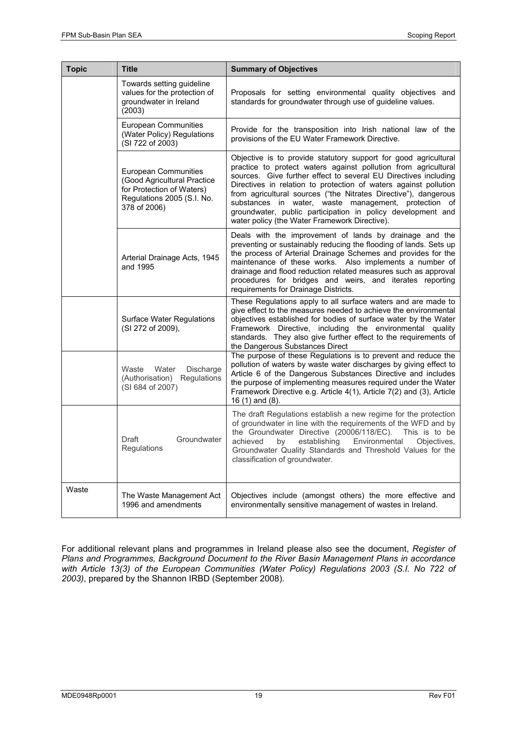| Topic | Title | Summary of Objectives |
| --- | --- | --- |
| | Towards setting guideline values for the protection of groundwater in Ireland (2003) | Proposals for setting environmental quality objectives and standards for groundwater through use of guideline values. |
| | European Communities (Water Policy) Regulations (SI 722 of 2003) | Provide for the transposition into Irish national law of the provisions of the EU Water Framework Directive. |
| | European Communities (Good Agricultural Practice for Protection of Waters) Regulations 2005 (S.I. No. 378 of 2006) | Objective is to provide statutory support for good agricultural practice to protect waters against pollution from agricultural sources. Give further effect to several EU Directives including Directives in relation to protection of waters against pollution from agricultural sources ("the Nitrates Directive"), dangerous substances in water, waste management, protection of groundwater, public participation in policy development and water policy (the Water Framework Directive). |
| | Arterial Drainage Acts, 1945 and 1995 | Deals with the improvement of lands by drainage and the preventing or sustainably reducing the flooding of lands. Sets up the process of Arterial Drainage Schemes and provides for the maintenance of these works. Also implements a number of drainage and flood reduction related measures such as approval procedures for bridges and weirs, and iterates reporting requirements for Drainage Districts. |
| | Surface Water Regulations (SI 272 of 2009), | These Regulations apply to all surface waters and are made to give effect to the measures needed to achieve the environmental objectives established for bodies of surface water by the Water Framework Directive, including the environmental quality standards. They also give further effect to the requirements of the Dangerous Substances Direct |
| | Waste Water Discharge (Authorisation) Regulations (SI 684 of 2007) | The purpose of these Regulations is to prevent and reduce the pollution of waters by waste water discharges by giving effect to Article 6 of the Dangerous Substances Directive and includes the purpose of implementing measures required under the Water Framework Directive e.g. Article 4(1), Article 7(2) and (3), Article 16 (1) and (8). |
| | Draft Groundwater Regulations | The draft Regulations establish a new regime for the protection of groundwater in line with the requirements of the WFD and by the Groundwater Directive (20006/118/EC). This is to be achieved by establishing Environmental Objectives, Groundwater Quality Standards and Threshold Values for the classification of groundwater. |
| Waste | The Waste Management Act 1996 and amendments | Objectives include (amongst others) the more effective and environmentally sensitive management of wastes in Ireland. |

For additional relevant plans and programmes in Ireland please also see the document, *Register of Plans and Programmes, Background Document to the River Basin Management Plans in accordance with Article 13(3) of the European Communities (Water Policy) Regulations 2003 (S.I. No 722 of 2003)*, prepared by the Shannon IRBD (September 2008).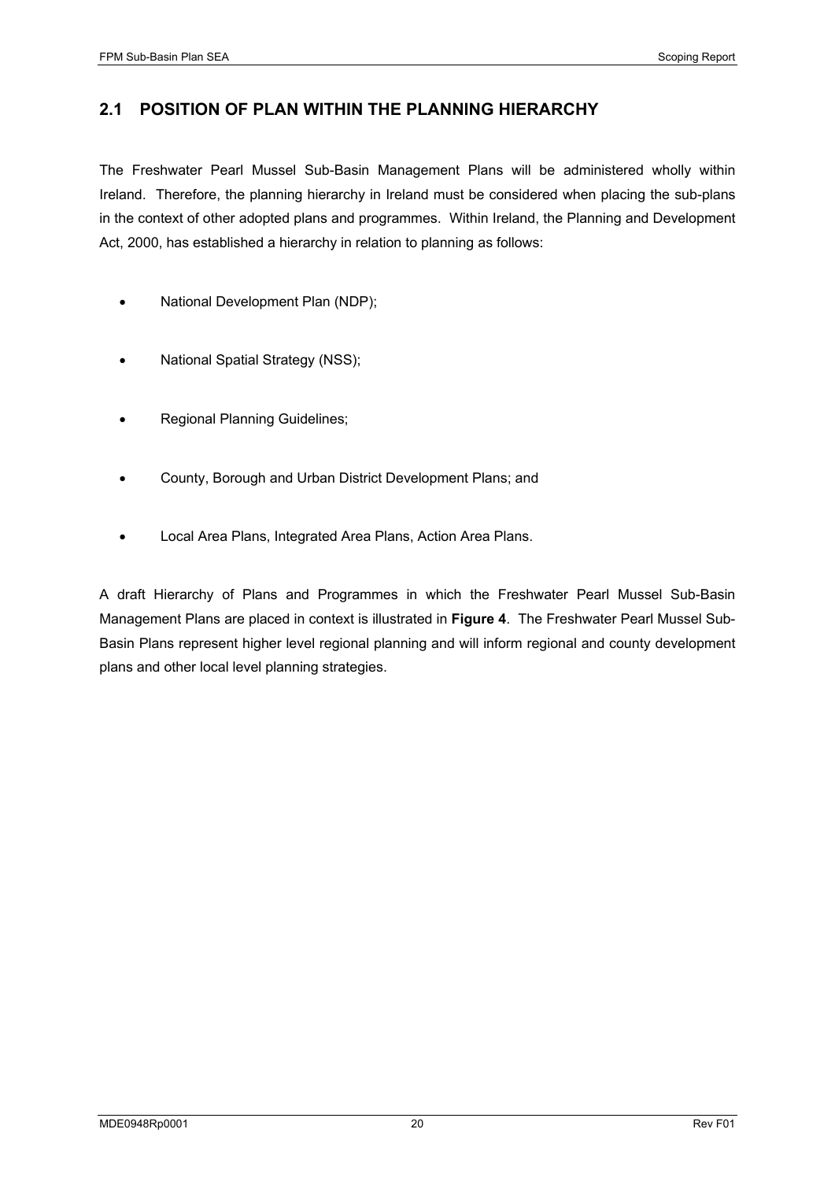## 2.1 POSITION OF PLAN WITHIN THE PLANNING HIERARCHY

The Freshwater Pearl Mussel Sub-Basin Management Plans will be administered wholly within Ireland. Therefore, the planning hierarchy in Ireland must be considered when placing the sub-plans in the context of other adopted plans and programmes. Within Ireland, the Planning and Development Act, 2000, has established a hierarchy in relation to planning as follows:

- National Development Plan (NDP);
- National Spatial Strategy (NSS);
- Regional Planning Guidelines;
- County, Borough and Urban District Development Plans; and
- Local Area Plans, Integrated Area Plans, Action Area Plans.

A draft Hierarchy of Plans and Programmes in which the Freshwater Pearl Mussel Sub-Basin Management Plans are placed in context is illustrated in **Figure 4**. The Freshwater Pearl Mussel Sub-Basin Plans represent higher level regional planning and will inform regional and county development plans and other local level planning strategies.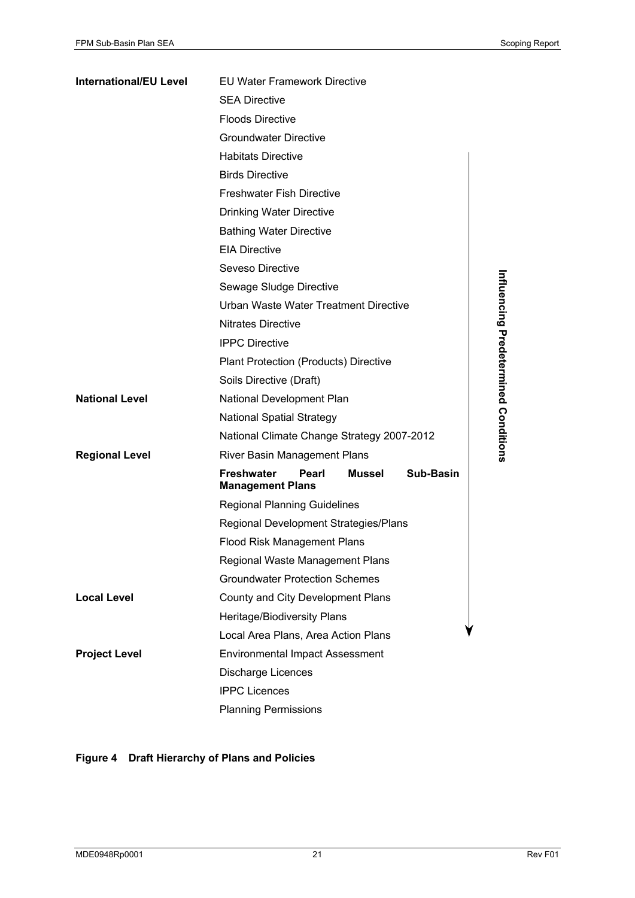| Level | Plans and Policies |
| --- | --- |
| **International/EU Level** | EU Water Framework Directive |
| | SEA Directive |
| | Floods Directive |
| | Groundwater Directive |
| | Habitats Directive |
| | Birds Directive |
| | Freshwater Fish Directive |
| | Drinking Water Directive |
| | Bathing Water Directive |
| | EIA Directive |
| | Seveso Directive |
| | Sewage Sludge Directive |
| | Urban Waste Water Treatment Directive |
| | Nitrates Directive |
| | IPPC Directive |
| | Plant Protection (Products) Directive |
| | Soils Directive (Draft) |
| **National Level** | National Development Plan |
| | National Spatial Strategy |
| | National Climate Change Strategy 2007-2012 |
| **Regional Level** | River Basin Management Plans |
| | **Freshwater Pearl Mussel Sub-Basin Management Plans** |
| | Regional Planning Guidelines |
| | Regional Development Strategies/Plans |
| | Flood Risk Management Plans |
| | Regional Waste Management Plans |
| | Groundwater Protection Schemes |
| **Local Level** | County and City Development Plans |
| | Heritage/Biodiversity Plans |
| | Local Area Plans, Area Action Plans |
| **Project Level** | Environmental Impact Assessment |
| | Discharge Licences |
| | IPPC Licences |
| | Planning Permissions |

**Influencing Predetermined Conditions** ↓ (arrow alongside the list, running from Habitats Directive down to Local Area Plans, Area Action Plans)

**Figure 4 Draft Hierarchy of Plans and Policies**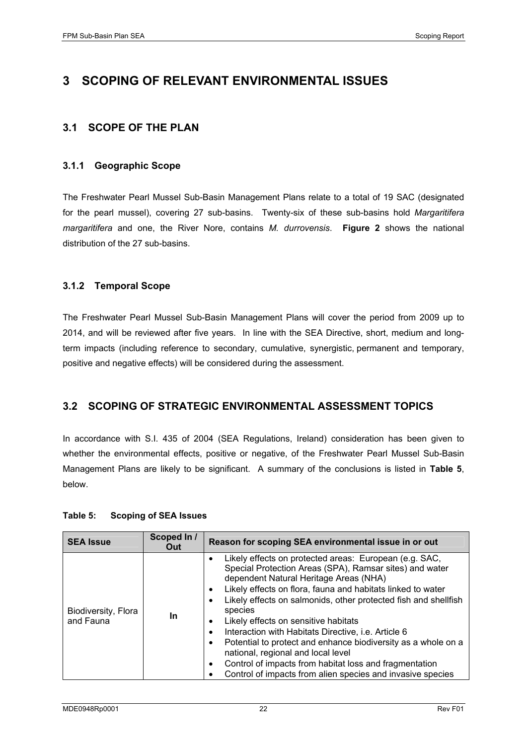# 3 SCOPING OF RELEVANT ENVIRONMENTAL ISSUES

## 3.1 SCOPE OF THE PLAN

### 3.1.1 Geographic Scope

The Freshwater Pearl Mussel Sub-Basin Management Plans relate to a total of 19 SAC (designated for the pearl mussel), covering 27 sub-basins. Twenty-six of these sub-basins hold *Margaritifera margaritifera* and one, the River Nore, contains *M. durrovensis*. **Figure 2** shows the national distribution of the 27 sub-basins.

### 3.1.2 Temporal Scope

The Freshwater Pearl Mussel Sub-Basin Management Plans will cover the period from 2009 up to 2014, and will be reviewed after five years. In line with the SEA Directive, short, medium and long-term impacts (including reference to secondary, cumulative, synergistic, permanent and temporary, positive and negative effects) will be considered during the assessment.

## 3.2 SCOPING OF STRATEGIC ENVIRONMENTAL ASSESSMENT TOPICS

In accordance with S.I. 435 of 2004 (SEA Regulations, Ireland) consideration has been given to whether the environmental effects, positive or negative, of the Freshwater Pearl Mussel Sub-Basin Management Plans are likely to be significant. A summary of the conclusions is listed in **Table 5**, below.

**Table 5: Scoping of SEA Issues**

| SEA Issue | Scoped In / Out | Reason for scoping SEA environmental issue in or out |
|---|---|---|
| Biodiversity, Flora and Fauna | In | • Likely effects on protected areas: European (e.g. SAC, Special Protection Areas (SPA), Ramsar sites) and water dependent Natural Heritage Areas (NHA)<br>• Likely effects on flora, fauna and habitats linked to water<br>• Likely effects on salmonids, other protected fish and shellfish species<br>• Likely effects on sensitive habitats<br>• Interaction with Habitats Directive, i.e. Article 6<br>• Potential to protect and enhance biodiversity as a whole on a national, regional and local level<br>• Control of impacts from habitat loss and fragmentation<br>• Control of impacts from alien species and invasive species |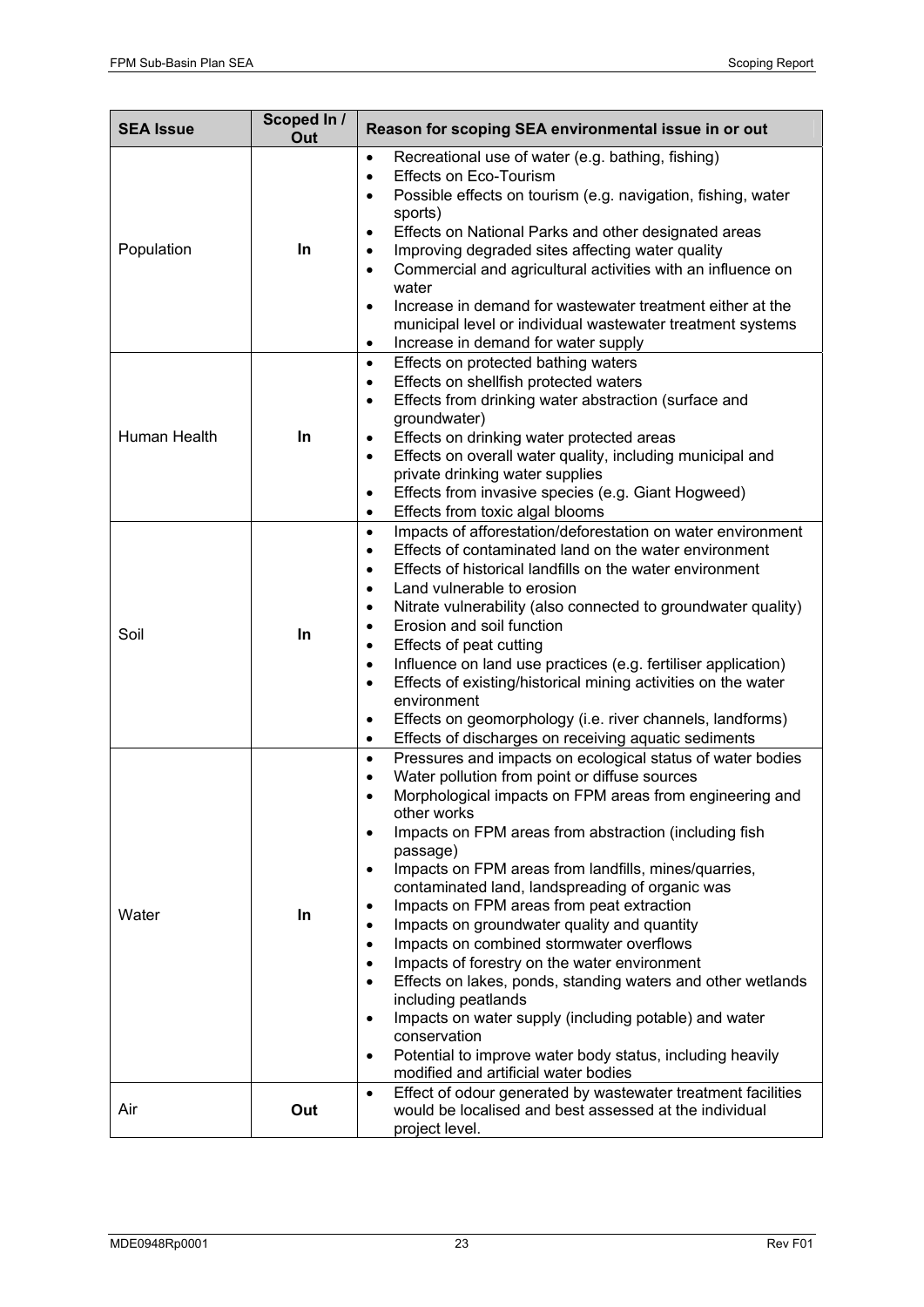| SEA Issue | Scoped In / Out | Reason for scoping SEA environmental issue in or out |
|---|---|---|
| Population | **In** | • Recreational use of water (e.g. bathing, fishing)<br>• Effects on Eco-Tourism<br>• Possible effects on tourism (e.g. navigation, fishing, water sports)<br>• Effects on National Parks and other designated areas<br>• Improving degraded sites affecting water quality<br>• Commercial and agricultural activities with an influence on water<br>• Increase in demand for wastewater treatment either at the municipal level or individual wastewater treatment systems<br>• Increase in demand for water supply |
| Human Health | **In** | • Effects on protected bathing waters<br>• Effects on shellfish protected waters<br>• Effects from drinking water abstraction (surface and groundwater)<br>• Effects on drinking water protected areas<br>• Effects on overall water quality, including municipal and private drinking water supplies<br>• Effects from invasive species (e.g. Giant Hogweed)<br>• Effects from toxic algal blooms |
| Soil | **In** | • Impacts of afforestation/deforestation on water environment<br>• Effects of contaminated land on the water environment<br>• Effects of historical landfills on the water environment<br>• Land vulnerable to erosion<br>• Nitrate vulnerability (also connected to groundwater quality)<br>• Erosion and soil function<br>• Effects of peat cutting<br>• Influence on land use practices (e.g. fertiliser application)<br>• Effects of existing/historical mining activities on the water environment<br>• Effects on geomorphology (i.e. river channels, landforms)<br>• Effects of discharges on receiving aquatic sediments |
| Water | **In** | • Pressures and impacts on ecological status of water bodies<br>• Water pollution from point or diffuse sources<br>• Morphological impacts on FPM areas from engineering and other works<br>• Impacts on FPM areas from abstraction (including fish passage)<br>• Impacts on FPM areas from landfills, mines/quarries, contaminated land, landspreading of organic was<br>• Impacts on FPM areas from peat extraction<br>• Impacts on groundwater quality and quantity<br>• Impacts on combined stormwater overflows<br>• Impacts of forestry on the water environment<br>• Effects on lakes, ponds, standing waters and other wetlands including peatlands<br>• Impacts on water supply (including potable) and water conservation<br>• Potential to improve water body status, including heavily modified and artificial water bodies |
| Air | **Out** | • Effect of odour generated by wastewater treatment facilities would be localised and best assessed at the individual project level. |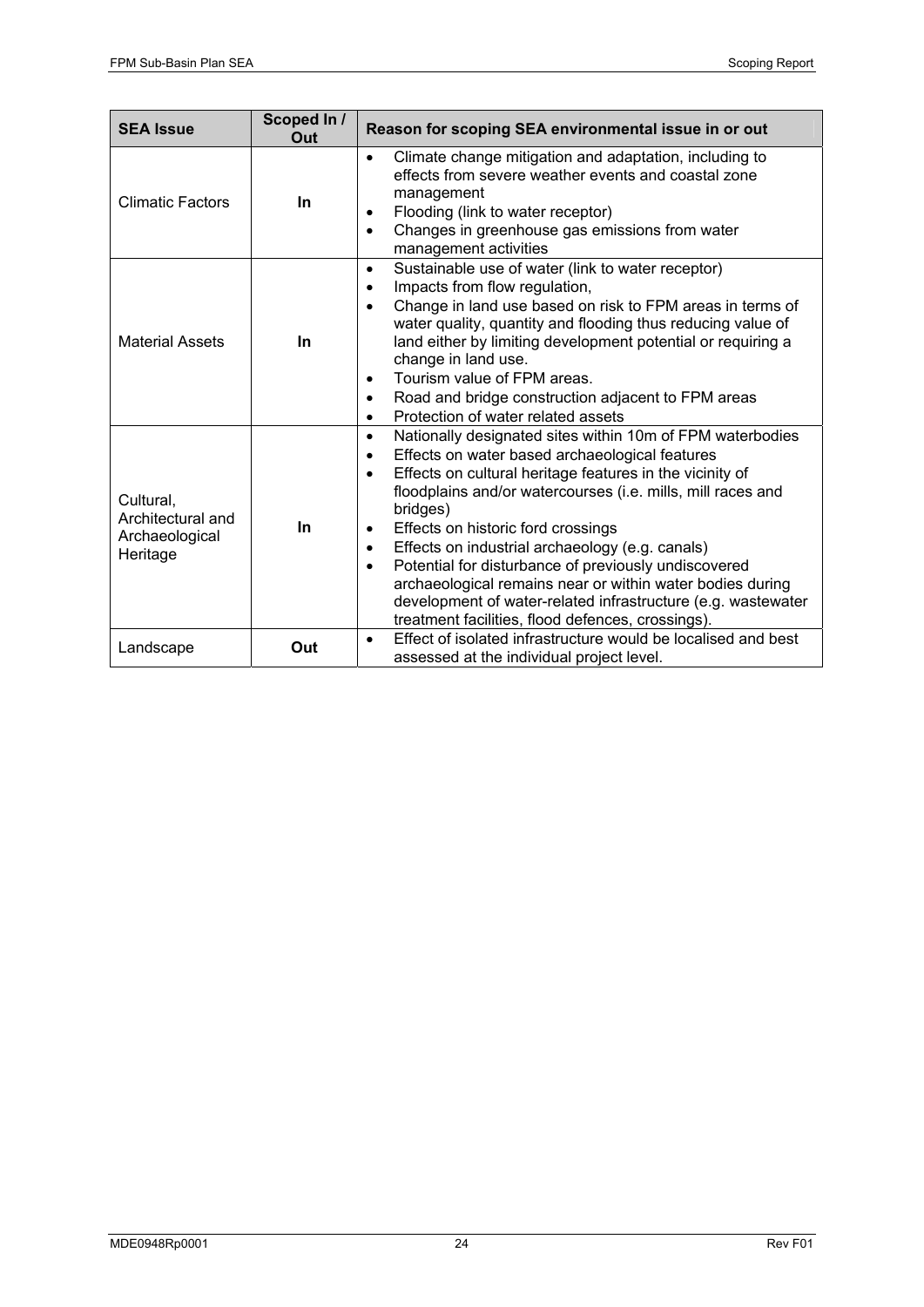| SEA Issue | Scoped In / Out | Reason for scoping SEA environmental issue in or out |
|---|---|---|
| Climatic Factors | **In** | • Climate change mitigation and adaptation, including to effects from severe weather events and coastal zone management<br>• Flooding (link to water receptor)<br>• Changes in greenhouse gas emissions from water management activities |
| Material Assets | **In** | • Sustainable use of water (link to water receptor)<br>• Impacts from flow regulation,<br>• Change in land use based on risk to FPM areas in terms of water quality, quantity and flooding thus reducing value of land either by limiting development potential or requiring a change in land use.<br>• Tourism value of FPM areas.<br>• Road and bridge construction adjacent to FPM areas<br>• Protection of water related assets |
| Cultural, Architectural and Archaeological Heritage | **In** | • Nationally designated sites within 10m of FPM waterbodies<br>• Effects on water based archaeological features<br>• Effects on cultural heritage features in the vicinity of floodplains and/or watercourses (i.e. mills, mill races and bridges)<br>• Effects on historic ford crossings<br>• Effects on industrial archaeology (e.g. canals)<br>• Potential for disturbance of previously undiscovered archaeological remains near or within water bodies during development of water-related infrastructure (e.g. wastewater treatment facilities, flood defences, crossings). |
| Landscape | **Out** | • Effect of isolated infrastructure would be localised and best assessed at the individual project level. |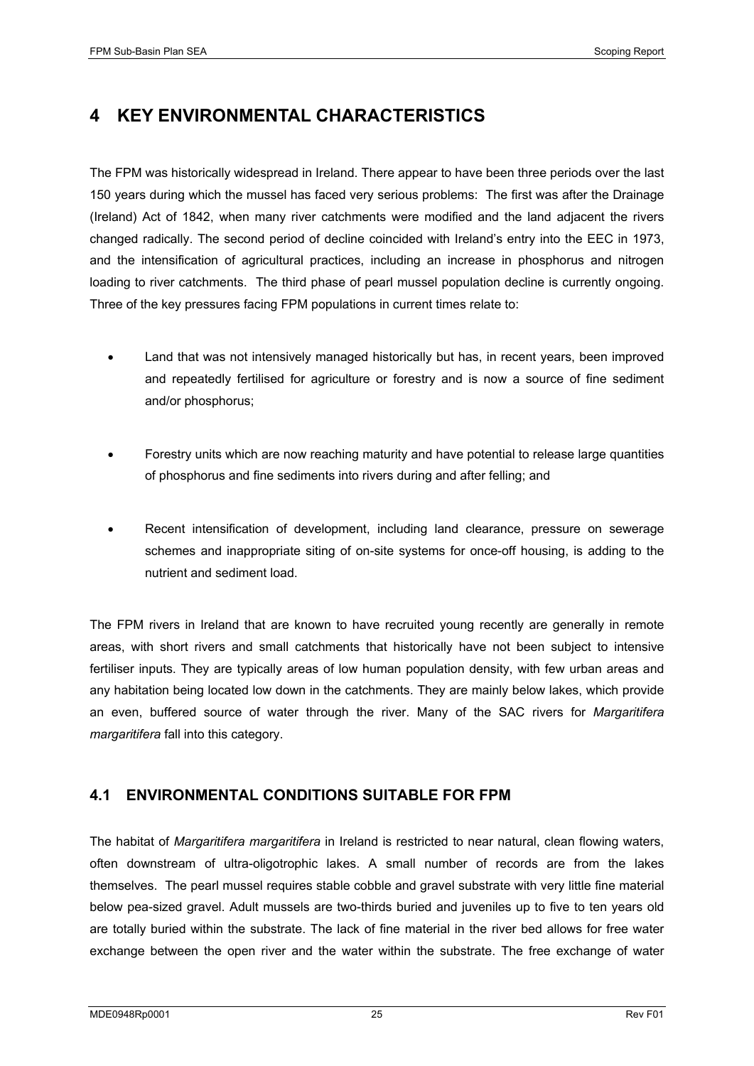# 4 KEY ENVIRONMENTAL CHARACTERISTICS

The FPM was historically widespread in Ireland. There appear to have been three periods over the last 150 years during which the mussel has faced very serious problems: The first was after the Drainage (Ireland) Act of 1842, when many river catchments were modified and the land adjacent the rivers changed radically. The second period of decline coincided with Ireland's entry into the EEC in 1973, and the intensification of agricultural practices, including an increase in phosphorus and nitrogen loading to river catchments. The third phase of pearl mussel population decline is currently ongoing. Three of the key pressures facing FPM populations in current times relate to:

- Land that was not intensively managed historically but has, in recent years, been improved and repeatedly fertilised for agriculture or forestry and is now a source of fine sediment and/or phosphorus;
- Forestry units which are now reaching maturity and have potential to release large quantities of phosphorus and fine sediments into rivers during and after felling; and
- Recent intensification of development, including land clearance, pressure on sewerage schemes and inappropriate siting of on-site systems for once-off housing, is adding to the nutrient and sediment load.

The FPM rivers in Ireland that are known to have recruited young recently are generally in remote areas, with short rivers and small catchments that historically have not been subject to intensive fertiliser inputs. They are typically areas of low human population density, with few urban areas and any habitation being located low down in the catchments. They are mainly below lakes, which provide an even, buffered source of water through the river. Many of the SAC rivers for *Margaritifera margaritifera* fall into this category.

## 4.1 ENVIRONMENTAL CONDITIONS SUITABLE FOR FPM

The habitat of *Margaritifera margaritifera* in Ireland is restricted to near natural, clean flowing waters, often downstream of ultra-oligotrophic lakes. A small number of records are from the lakes themselves. The pearl mussel requires stable cobble and gravel substrate with very little fine material below pea-sized gravel. Adult mussels are two-thirds buried and juveniles up to five to ten years old are totally buried within the substrate. The lack of fine material in the river bed allows for free water exchange between the open river and the water within the substrate. The free exchange of water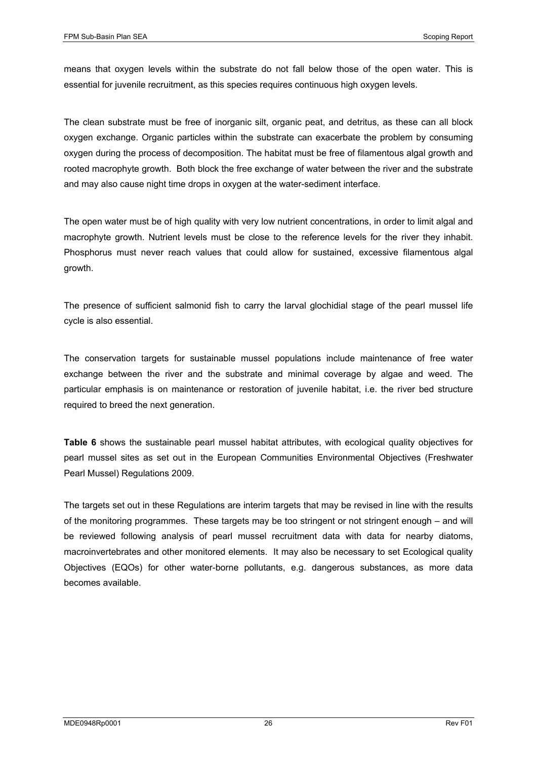means that oxygen levels within the substrate do not fall below those of the open water. This is essential for juvenile recruitment, as this species requires continuous high oxygen levels.

The clean substrate must be free of inorganic silt, organic peat, and detritus, as these can all block oxygen exchange. Organic particles within the substrate can exacerbate the problem by consuming oxygen during the process of decomposition. The habitat must be free of filamentous algal growth and rooted macrophyte growth. Both block the free exchange of water between the river and the substrate and may also cause night time drops in oxygen at the water-sediment interface.

The open water must be of high quality with very low nutrient concentrations, in order to limit algal and macrophyte growth. Nutrient levels must be close to the reference levels for the river they inhabit. Phosphorus must never reach values that could allow for sustained, excessive filamentous algal growth.

The presence of sufficient salmonid fish to carry the larval glochidial stage of the pearl mussel life cycle is also essential.

The conservation targets for sustainable mussel populations include maintenance of free water exchange between the river and the substrate and minimal coverage by algae and weed. The particular emphasis is on maintenance or restoration of juvenile habitat, i.e. the river bed structure required to breed the next generation.

**Table 6** shows the sustainable pearl mussel habitat attributes, with ecological quality objectives for pearl mussel sites as set out in the European Communities Environmental Objectives (Freshwater Pearl Mussel) Regulations 2009.

The targets set out in these Regulations are interim targets that may be revised in line with the results of the monitoring programmes. These targets may be too stringent or not stringent enough – and will be reviewed following analysis of pearl mussel recruitment data with data for nearby diatoms, macroinvertebrates and other monitored elements. It may also be necessary to set Ecological quality Objectives (EQOs) for other water-borne pollutants, e.g. dangerous substances, as more data becomes available.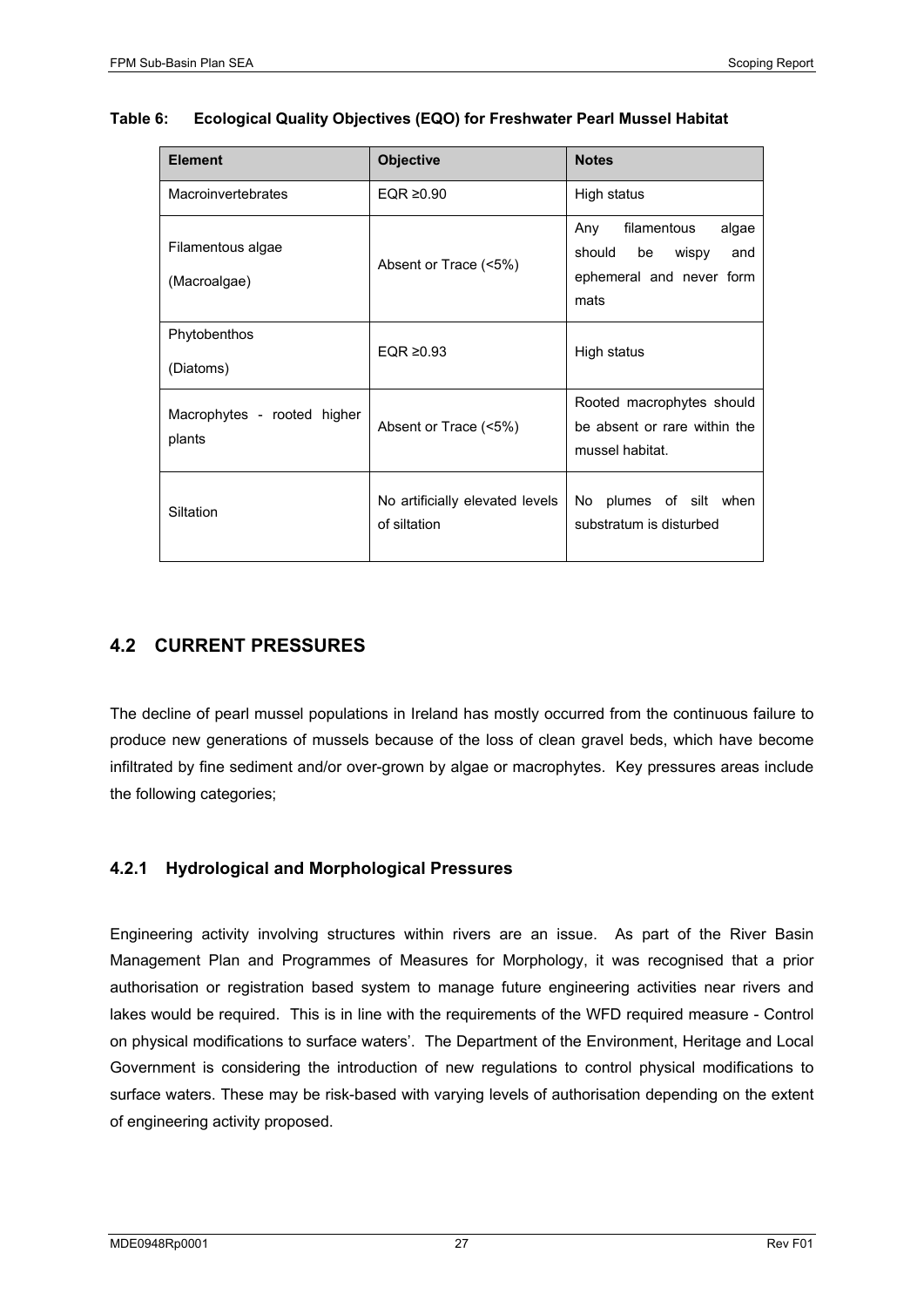**Table 6: Ecological Quality Objectives (EQO) for Freshwater Pearl Mussel Habitat**

| Element | Objective | Notes |
|---|---|---|
| Macroinvertebrates | EQR ≥0.90 | High status |
| Filamentous algae (Macroalgae) | Absent or Trace (<5%) | Any filamentous algae should be wispy and ephemeral and never form mats |
| Phytobenthos (Diatoms) | EQR ≥0.93 | High status |
| Macrophytes - rooted higher plants | Absent or Trace (<5%) | Rooted macrophytes should be absent or rare within the mussel habitat. |
| Siltation | No artificially elevated levels of siltation | No plumes of silt when substratum is disturbed |

## 4.2 CURRENT PRESSURES

The decline of pearl mussel populations in Ireland has mostly occurred from the continuous failure to produce new generations of mussels because of the loss of clean gravel beds, which have become infiltrated by fine sediment and/or over-grown by algae or macrophytes. Key pressures areas include the following categories;

### 4.2.1 Hydrological and Morphological Pressures

Engineering activity involving structures within rivers are an issue. As part of the River Basin Management Plan and Programmes of Measures for Morphology, it was recognised that a prior authorisation or registration based system to manage future engineering activities near rivers and lakes would be required. This is in line with the requirements of the WFD required measure - Control on physical modifications to surface waters'. The Department of the Environment, Heritage and Local Government is considering the introduction of new regulations to control physical modifications to surface waters. These may be risk-based with varying levels of authorisation depending on the extent of engineering activity proposed.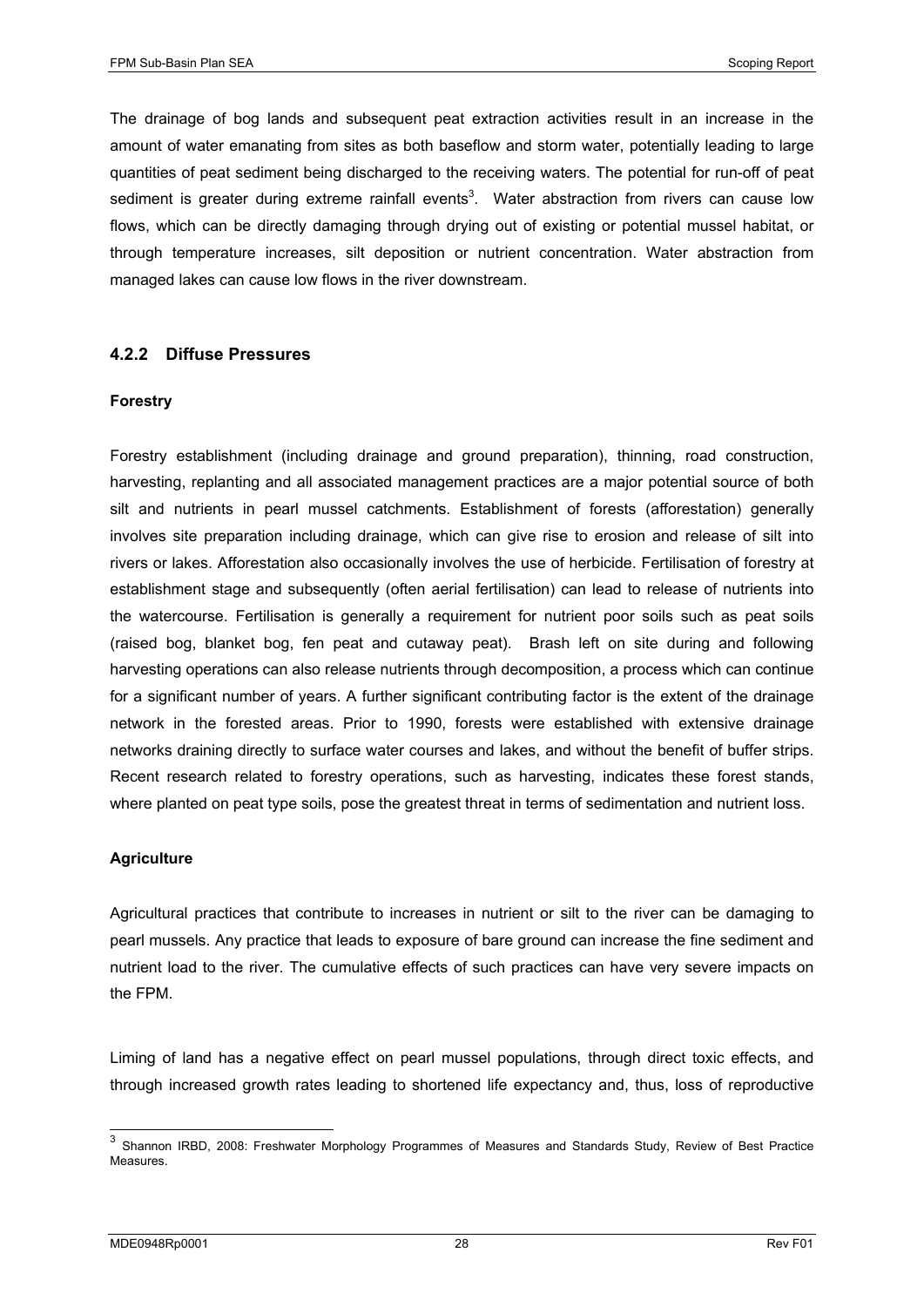The drainage of bog lands and subsequent peat extraction activities result in an increase in the amount of water emanating from sites as both baseflow and storm water, potentially leading to large quantities of peat sediment being discharged to the receiving waters. The potential for run-off of peat sediment is greater during extreme rainfall events[3]. Water abstraction from rivers can cause low flows, which can be directly damaging through drying out of existing or potential mussel habitat, or through temperature increases, silt deposition or nutrient concentration. Water abstraction from managed lakes can cause low flows in the river downstream.

### 4.2.2 Diffuse Pressures

**Forestry**

Forestry establishment (including drainage and ground preparation), thinning, road construction, harvesting, replanting and all associated management practices are a major potential source of both silt and nutrients in pearl mussel catchments. Establishment of forests (afforestation) generally involves site preparation including drainage, which can give rise to erosion and release of silt into rivers or lakes. Afforestation also occasionally involves the use of herbicide. Fertilisation of forestry at establishment stage and subsequently (often aerial fertilisation) can lead to release of nutrients into the watercourse. Fertilisation is generally a requirement for nutrient poor soils such as peat soils (raised bog, blanket bog, fen peat and cutaway peat). Brash left on site during and following harvesting operations can also release nutrients through decomposition, a process which can continue for a significant number of years. A further significant contributing factor is the extent of the drainage network in the forested areas. Prior to 1990, forests were established with extensive drainage networks draining directly to surface water courses and lakes, and without the benefit of buffer strips. Recent research related to forestry operations, such as harvesting, indicates these forest stands, where planted on peat type soils, pose the greatest threat in terms of sedimentation and nutrient loss.

**Agriculture**

Agricultural practices that contribute to increases in nutrient or silt to the river can be damaging to pearl mussels. Any practice that leads to exposure of bare ground can increase the fine sediment and nutrient load to the river. The cumulative effects of such practices can have very severe impacts on the FPM.

Liming of land has a negative effect on pearl mussel populations, through direct toxic effects, and through increased growth rates leading to shortened life expectancy and, thus, loss of reproductive

[3] Shannon IRBD, 2008: Freshwater Morphology Programmes of Measures and Standards Study, Review of Best Practice Measures.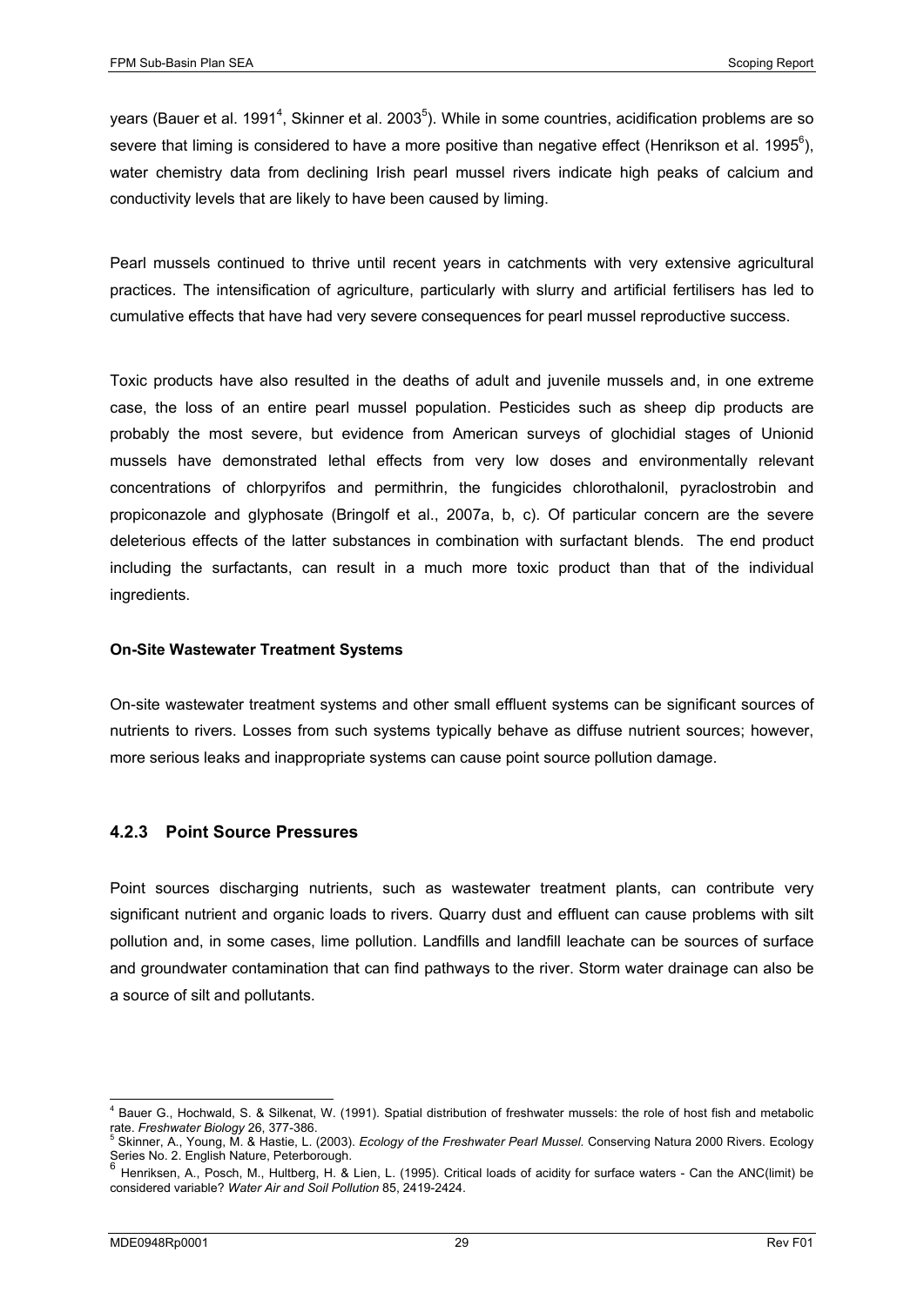years (Bauer et al. 1991[4], Skinner et al. 2003[5]). While in some countries, acidification problems are so severe that liming is considered to have a more positive than negative effect (Henrikson et al. 1995[6]), water chemistry data from declining Irish pearl mussel rivers indicate high peaks of calcium and conductivity levels that are likely to have been caused by liming.

Pearl mussels continued to thrive until recent years in catchments with very extensive agricultural practices. The intensification of agriculture, particularly with slurry and artificial fertilisers has led to cumulative effects that have had very severe consequences for pearl mussel reproductive success.

Toxic products have also resulted in the deaths of adult and juvenile mussels and, in one extreme case, the loss of an entire pearl mussel population. Pesticides such as sheep dip products are probably the most severe, but evidence from American surveys of glochidial stages of Unionid mussels have demonstrated lethal effects from very low doses and environmentally relevant concentrations of chlorpyrifos and permithrin, the fungicides chlorothalonil, pyraclostrobin and propiconazole and glyphosate (Bringolf et al., 2007a, b, c). Of particular concern are the severe deleterious effects of the latter substances in combination with surfactant blends. The end product including the surfactants, can result in a much more toxic product than that of the individual ingredients.

**On-Site Wastewater Treatment Systems**

On-site wastewater treatment systems and other small effluent systems can be significant sources of nutrients to rivers. Losses from such systems typically behave as diffuse nutrient sources; however, more serious leaks and inappropriate systems can cause point source pollution damage.

### 4.2.3 Point Source Pressures

Point sources discharging nutrients, such as wastewater treatment plants, can contribute very significant nutrient and organic loads to rivers. Quarry dust and effluent can cause problems with silt pollution and, in some cases, lime pollution. Landfills and landfill leachate can be sources of surface and groundwater contamination that can find pathways to the river. Storm water drainage can also be a source of silt and pollutants.

---

[4] Bauer G., Hochwald, S. & Silkenat, W. (1991). Spatial distribution of freshwater mussels: the role of host fish and metabolic rate. *Freshwater Biology* 26, 377-386.

[5] Skinner, A., Young, M. & Hastie, L. (2003). *Ecology of the Freshwater Pearl Mussel.* Conserving Natura 2000 Rivers. Ecology Series No. 2. English Nature, Peterborough.

[6] Henriksen, A., Posch, M., Hultberg, H. & Lien, L. (1995). Critical loads of acidity for surface waters - Can the ANC(limit) be considered variable? *Water Air and Soil Pollution* 85, 2419-2424.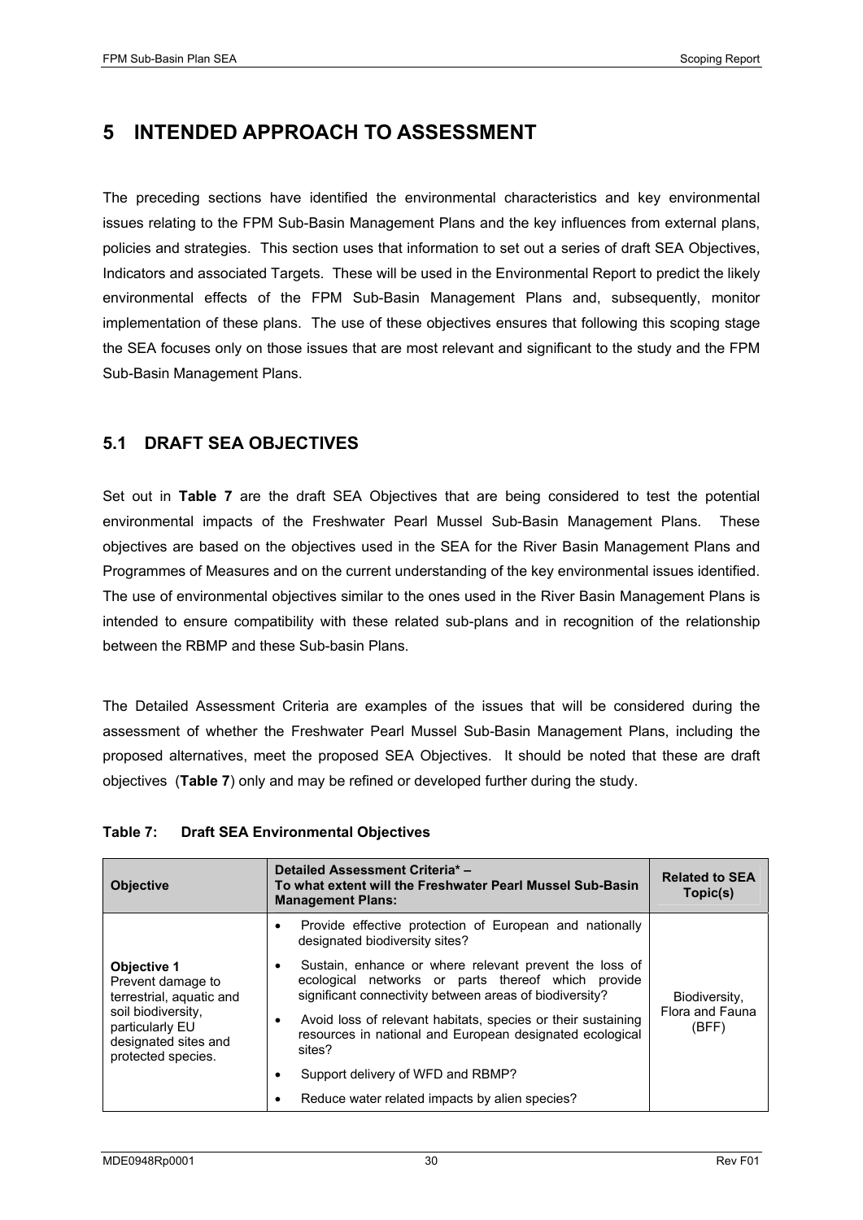# 5 INTENDED APPROACH TO ASSESSMENT

The preceding sections have identified the environmental characteristics and key environmental issues relating to the FPM Sub-Basin Management Plans and the key influences from external plans, policies and strategies. This section uses that information to set out a series of draft SEA Objectives, Indicators and associated Targets. These will be used in the Environmental Report to predict the likely environmental effects of the FPM Sub-Basin Management Plans and, subsequently, monitor implementation of these plans. The use of these objectives ensures that following this scoping stage the SEA focuses only on those issues that are most relevant and significant to the study and the FPM Sub-Basin Management Plans.

## 5.1 DRAFT SEA OBJECTIVES

Set out in **Table 7** are the draft SEA Objectives that are being considered to test the potential environmental impacts of the Freshwater Pearl Mussel Sub-Basin Management Plans. These objectives are based on the objectives used in the SEA for the River Basin Management Plans and Programmes of Measures and on the current understanding of the key environmental issues identified. The use of environmental objectives similar to the ones used in the River Basin Management Plans is intended to ensure compatibility with these related sub-plans and in recognition of the relationship between the RBMP and these Sub-basin Plans.

The Detailed Assessment Criteria are examples of the issues that will be considered during the assessment of whether the Freshwater Pearl Mussel Sub-Basin Management Plans, including the proposed alternatives, meet the proposed SEA Objectives. It should be noted that these are draft objectives (**Table 7**) only and may be refined or developed further during the study.

**Table 7: Draft SEA Environmental Objectives**

| Objective | Detailed Assessment Criteria* – To what extent will the Freshwater Pearl Mussel Sub-Basin Management Plans: | Related to SEA Topic(s) |
|---|---|---|
| **Objective 1** Prevent damage to terrestrial, aquatic and soil biodiversity, particularly EU designated sites and protected species. | • Provide effective protection of European and nationally designated biodiversity sites?<br>• Sustain, enhance or where relevant prevent the loss of ecological networks or parts thereof which provide significant connectivity between areas of biodiversity?<br>• Avoid loss of relevant habitats, species or their sustaining resources in national and European designated ecological sites?<br>• Support delivery of WFD and RBMP?<br>• Reduce water related impacts by alien species? | Biodiversity, Flora and Fauna (BFF) |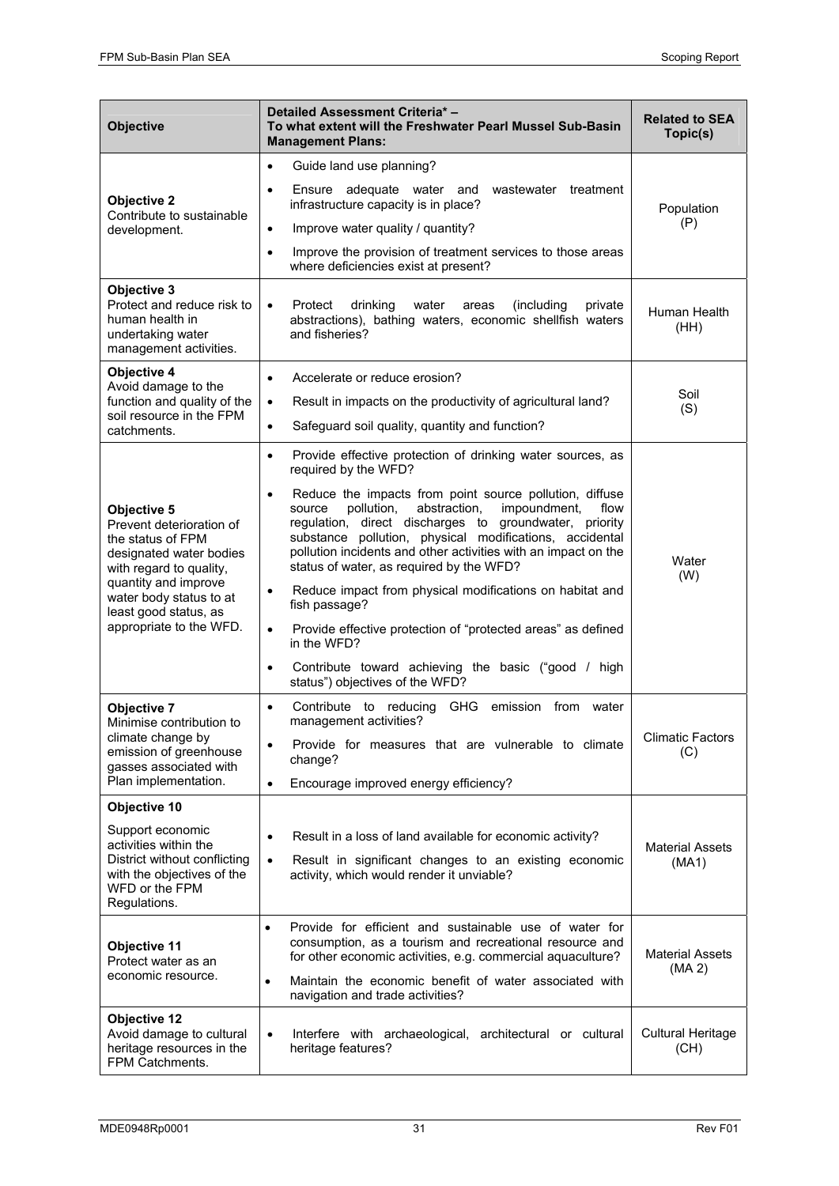| Objective | Detailed Assessment Criteria* – To what extent will the Freshwater Pearl Mussel Sub-Basin Management Plans: | Related to SEA Topic(s) |
|---|---|---|
| **Objective 2** Contribute to sustainable development. | • Guide land use planning? • Ensure adequate water and wastewater treatment infrastructure capacity is in place? • Improve water quality / quantity? • Improve the provision of treatment services to those areas where deficiencies exist at present? | Population (P) |
| **Objective 3** Protect and reduce risk to human health in undertaking water management activities. | • Protect drinking water areas (including private abstractions), bathing waters, economic shellfish waters and fisheries? | Human Health (HH) |
| **Objective 4** Avoid damage to the function and quality of the soil resource in the FPM catchments. | • Accelerate or reduce erosion? • Result in impacts on the productivity of agricultural land? • Safeguard soil quality, quantity and function? | Soil (S) |
| **Objective 5** Prevent deterioration of the status of FPM designated water bodies with regard to quality, quantity and improve water body status to at least good status, as appropriate to the WFD. | • Provide effective protection of drinking water sources, as required by the WFD? • Reduce the impacts from point source pollution, diffuse source pollution, abstraction, impoundment, flow regulation, direct discharges to groundwater, priority substance pollution, physical modifications, accidental pollution incidents and other activities with an impact on the status of water, as required by the WFD? • Reduce impact from physical modifications on habitat and fish passage? • Provide effective protection of "protected areas" as defined in the WFD? • Contribute toward achieving the basic ("good / high status") objectives of the WFD? | Water (W) |
| **Objective 7** Minimise contribution to climate change by emission of greenhouse gasses associated with Plan implementation. | • Contribute to reducing GHG emission from water management activities? • Provide for measures that are vulnerable to climate change? • Encourage improved energy efficiency? | Climatic Factors (C) |
| **Objective 10** Support economic activities within the District without conflicting with the objectives of the WFD or the FPM Regulations. | • Result in a loss of land available for economic activity? • Result in significant changes to an existing economic activity, which would render it unviable? | Material Assets (MA1) |
| **Objective 11** Protect water as an economic resource. | • Provide for efficient and sustainable use of water for consumption, as a tourism and recreational resource and for other economic activities, e.g. commercial aquaculture? • Maintain the economic benefit of water associated with navigation and trade activities? | Material Assets (MA 2) |
| **Objective 12** Avoid damage to cultural heritage resources in the FPM Catchments. | • Interfere with archaeological, architectural or cultural heritage features? | Cultural Heritage (CH) |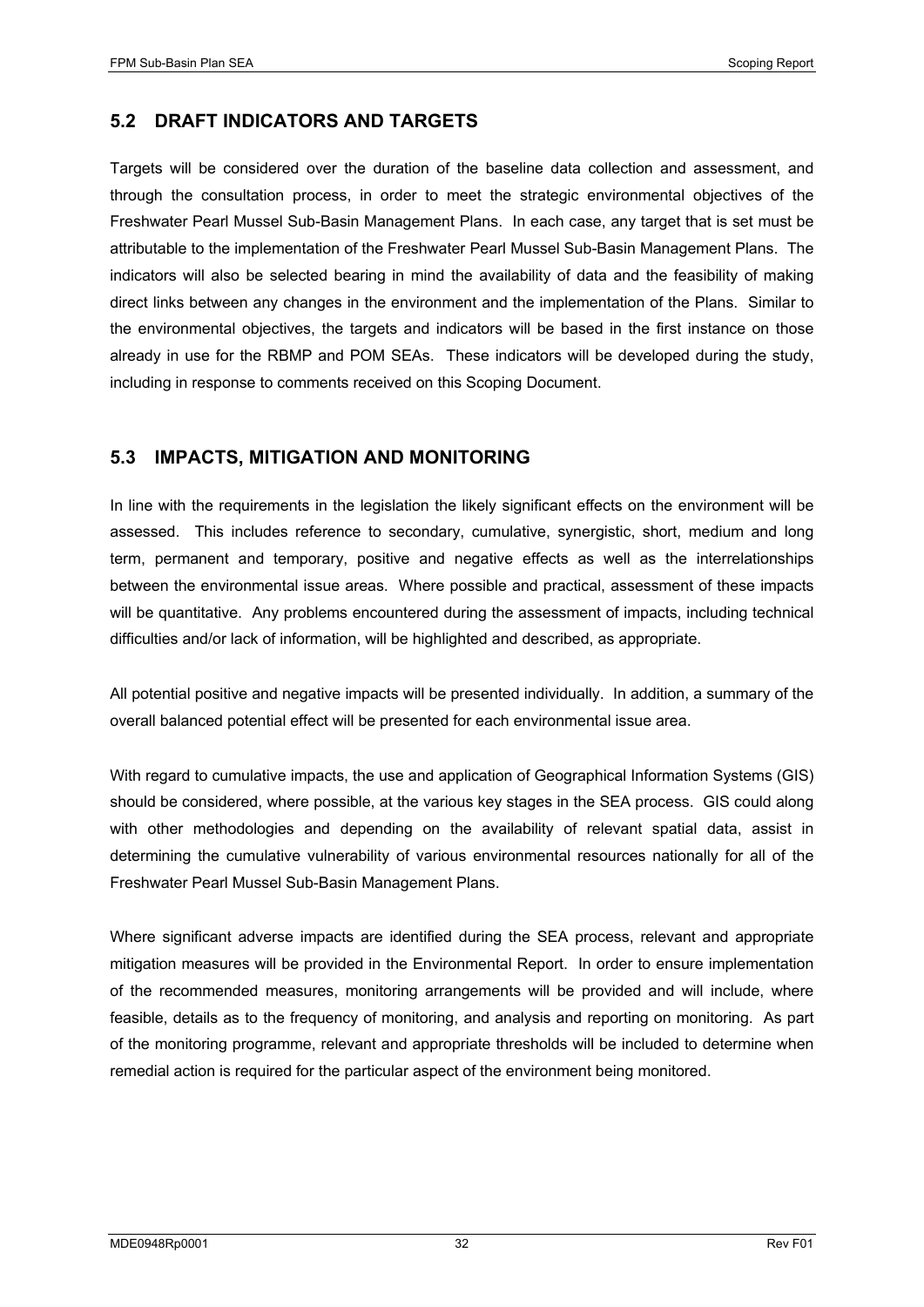## 5.2 DRAFT INDICATORS AND TARGETS

Targets will be considered over the duration of the baseline data collection and assessment, and through the consultation process, in order to meet the strategic environmental objectives of the Freshwater Pearl Mussel Sub-Basin Management Plans. In each case, any target that is set must be attributable to the implementation of the Freshwater Pearl Mussel Sub-Basin Management Plans. The indicators will also be selected bearing in mind the availability of data and the feasibility of making direct links between any changes in the environment and the implementation of the Plans. Similar to the environmental objectives, the targets and indicators will be based in the first instance on those already in use for the RBMP and POM SEAs. These indicators will be developed during the study, including in response to comments received on this Scoping Document.

## 5.3 IMPACTS, MITIGATION AND MONITORING

In line with the requirements in the legislation the likely significant effects on the environment will be assessed. This includes reference to secondary, cumulative, synergistic, short, medium and long term, permanent and temporary, positive and negative effects as well as the interrelationships between the environmental issue areas. Where possible and practical, assessment of these impacts will be quantitative. Any problems encountered during the assessment of impacts, including technical difficulties and/or lack of information, will be highlighted and described, as appropriate.

All potential positive and negative impacts will be presented individually. In addition, a summary of the overall balanced potential effect will be presented for each environmental issue area.

With regard to cumulative impacts, the use and application of Geographical Information Systems (GIS) should be considered, where possible, at the various key stages in the SEA process. GIS could along with other methodologies and depending on the availability of relevant spatial data, assist in determining the cumulative vulnerability of various environmental resources nationally for all of the Freshwater Pearl Mussel Sub-Basin Management Plans.

Where significant adverse impacts are identified during the SEA process, relevant and appropriate mitigation measures will be provided in the Environmental Report. In order to ensure implementation of the recommended measures, monitoring arrangements will be provided and will include, where feasible, details as to the frequency of monitoring, and analysis and reporting on monitoring. As part of the monitoring programme, relevant and appropriate thresholds will be included to determine when remedial action is required for the particular aspect of the environment being monitored.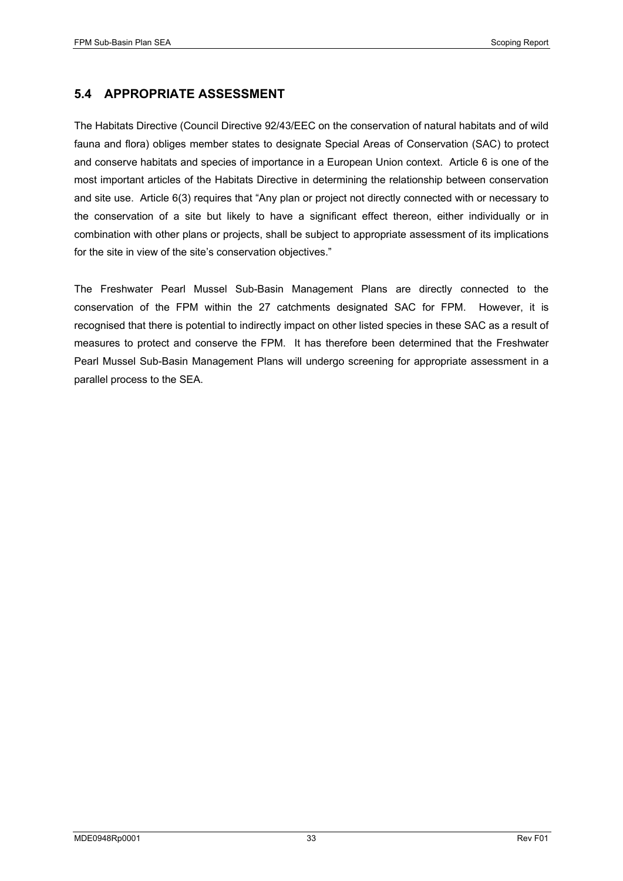## 5.4 APPROPRIATE ASSESSMENT

The Habitats Directive (Council Directive 92/43/EEC on the conservation of natural habitats and of wild fauna and flora) obliges member states to designate Special Areas of Conservation (SAC) to protect and conserve habitats and species of importance in a European Union context. Article 6 is one of the most important articles of the Habitats Directive in determining the relationship between conservation and site use. Article 6(3) requires that "Any plan or project not directly connected with or necessary to the conservation of a site but likely to have a significant effect thereon, either individually or in combination with other plans or projects, shall be subject to appropriate assessment of its implications for the site in view of the site's conservation objectives."

The Freshwater Pearl Mussel Sub-Basin Management Plans are directly connected to the conservation of the FPM within the 27 catchments designated SAC for FPM. However, it is recognised that there is potential to indirectly impact on other listed species in these SAC as a result of measures to protect and conserve the FPM. It has therefore been determined that the Freshwater Pearl Mussel Sub-Basin Management Plans will undergo screening for appropriate assessment in a parallel process to the SEA.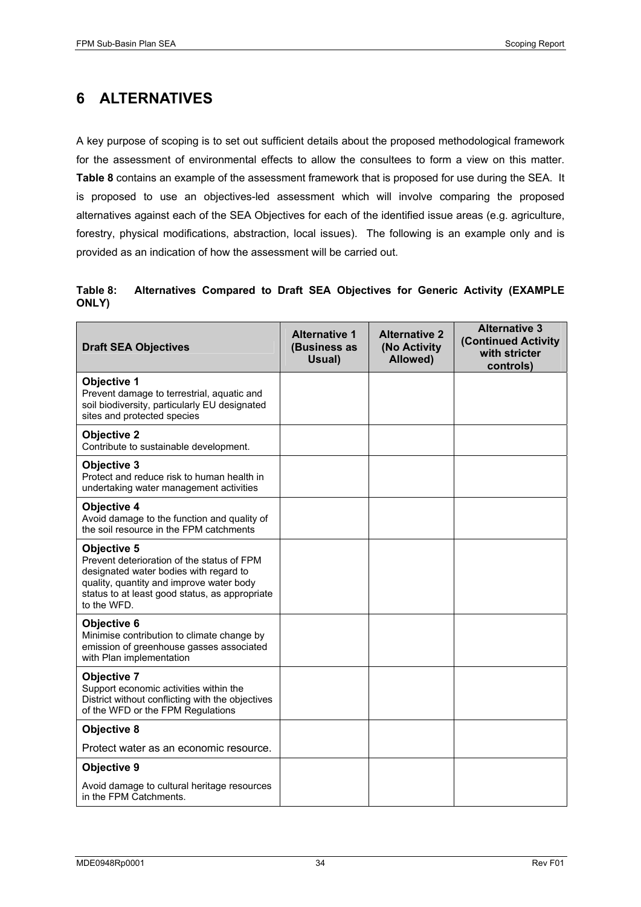# 6 ALTERNATIVES

A key purpose of scoping is to set out sufficient details about the proposed methodological framework for the assessment of environmental effects to allow the consultees to form a view on this matter. **Table 8** contains an example of the assessment framework that is proposed for use during the SEA. It is proposed to use an objectives-led assessment which will involve comparing the proposed alternatives against each of the SEA Objectives for each of the identified issue areas (e.g. agriculture, forestry, physical modifications, abstraction, local issues). The following is an example only and is provided as an indication of how the assessment will be carried out.

**Table 8: Alternatives Compared to Draft SEA Objectives for Generic Activity (EXAMPLE ONLY)**

| Draft SEA Objectives | Alternative 1 (Business as Usual) | Alternative 2 (No Activity Allowed) | Alternative 3 (Continued Activity with stricter controls) |
|---|---|---|---|
| **Objective 1**<br>Prevent damage to terrestrial, aquatic and soil biodiversity, particularly EU designated sites and protected species | | | |
| **Objective 2**<br>Contribute to sustainable development. | | | |
| **Objective 3**<br>Protect and reduce risk to human health in undertaking water management activities | | | |
| **Objective 4**<br>Avoid damage to the function and quality of the soil resource in the FPM catchments | | | |
| **Objective 5**<br>Prevent deterioration of the status of FPM designated water bodies with regard to quality, quantity and improve water body status to at least good status, as appropriate to the WFD. | | | |
| **Objective 6**<br>Minimise contribution to climate change by emission of greenhouse gasses associated with Plan implementation | | | |
| **Objective 7**<br>Support economic activities within the District without conflicting with the objectives of the WFD or the FPM Regulations | | | |
| **Objective 8**<br>Protect water as an economic resource. | | | |
| **Objective 9**<br>Avoid damage to cultural heritage resources in the FPM Catchments. | | | |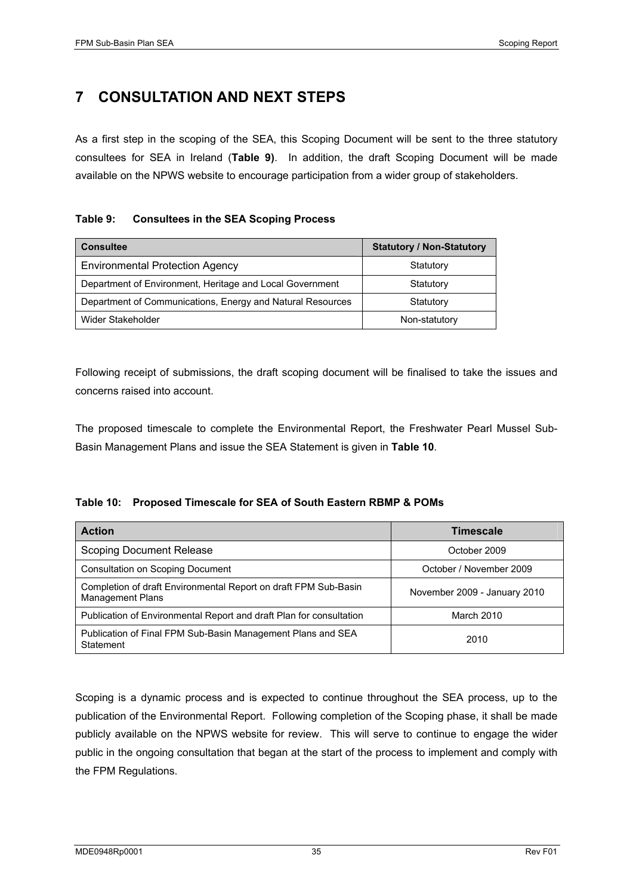# 7 CONSULTATION AND NEXT STEPS

As a first step in the scoping of the SEA, this Scoping Document will be sent to the three statutory consultees for SEA in Ireland (**Table 9)**. In addition, the draft Scoping Document will be made available on the NPWS website to encourage participation from a wider group of stakeholders.

**Table 9: Consultees in the SEA Scoping Process**

| Consultee | Statutory / Non-Statutory |
|---|---|
| Environmental Protection Agency | Statutory |
| Department of Environment, Heritage and Local Government | Statutory |
| Department of Communications, Energy and Natural Resources | Statutory |
| Wider Stakeholder | Non-statutory |

Following receipt of submissions, the draft scoping document will be finalised to take the issues and concerns raised into account.

The proposed timescale to complete the Environmental Report, the Freshwater Pearl Mussel Sub-Basin Management Plans and issue the SEA Statement is given in **Table 10**.

**Table 10: Proposed Timescale for SEA of South Eastern RBMP & POMs**

| Action | Timescale |
|---|---|
| Scoping Document Release | October 2009 |
| Consultation on Scoping Document | October / November 2009 |
| Completion of draft Environmental Report on draft FPM Sub-Basin Management Plans | November 2009 - January 2010 |
| Publication of Environmental Report and draft Plan for consultation | March 2010 |
| Publication of Final FPM Sub-Basin Management Plans and SEA Statement | 2010 |

Scoping is a dynamic process and is expected to continue throughout the SEA process, up to the publication of the Environmental Report. Following completion of the Scoping phase, it shall be made publicly available on the NPWS website for review. This will serve to continue to engage the wider public in the ongoing consultation that began at the start of the process to implement and comply with the FPM Regulations.